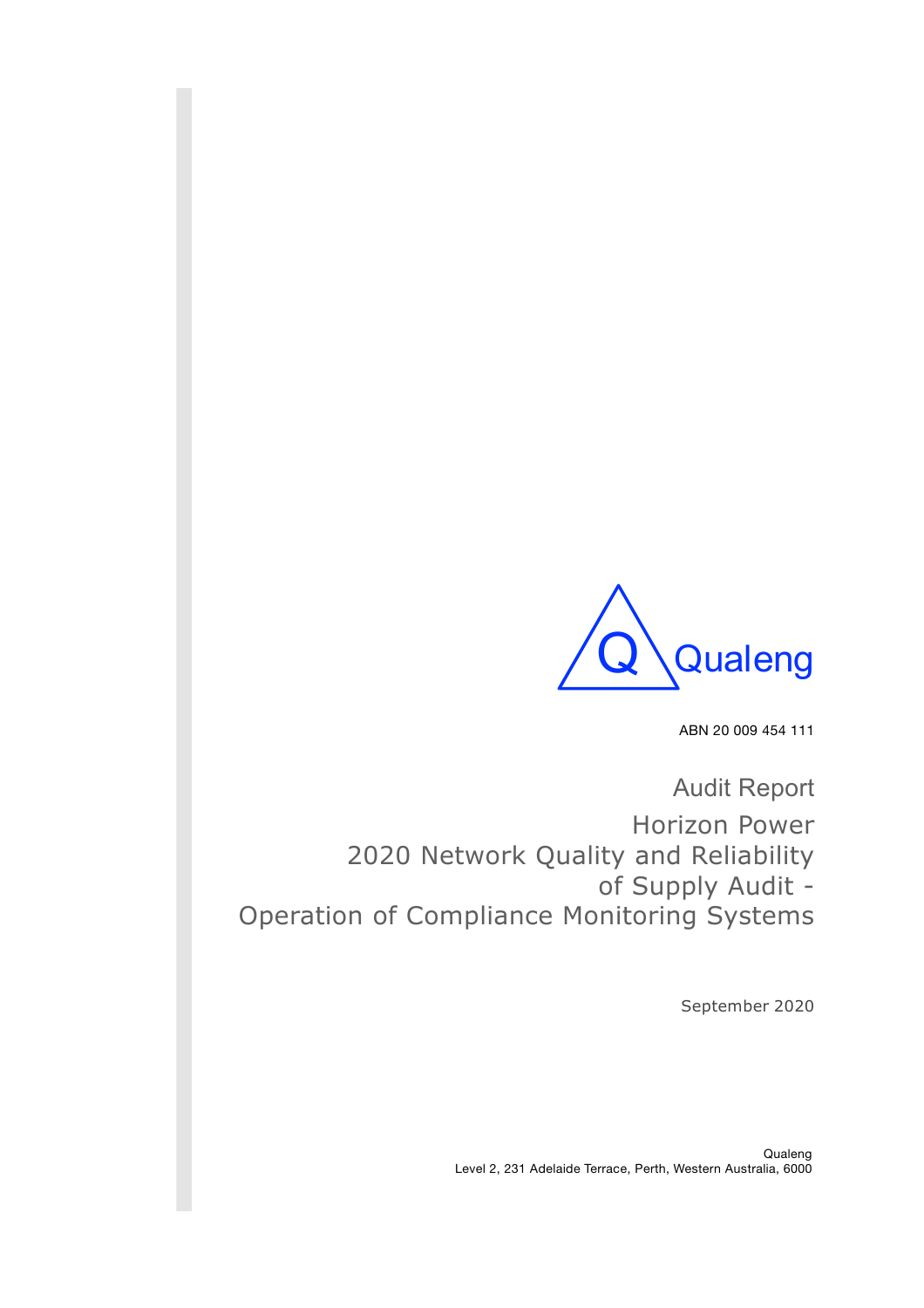Qualeng

ABN 20 009 454 111

# Audit Report

## Horizon Power
## 2020 Network Quality and Reliability of Supply Audit - Operation of Compliance Monitoring Systems

September 2020

Qualeng
Level 2, 231 Adelaide Terrace, Perth, Western Australia, 6000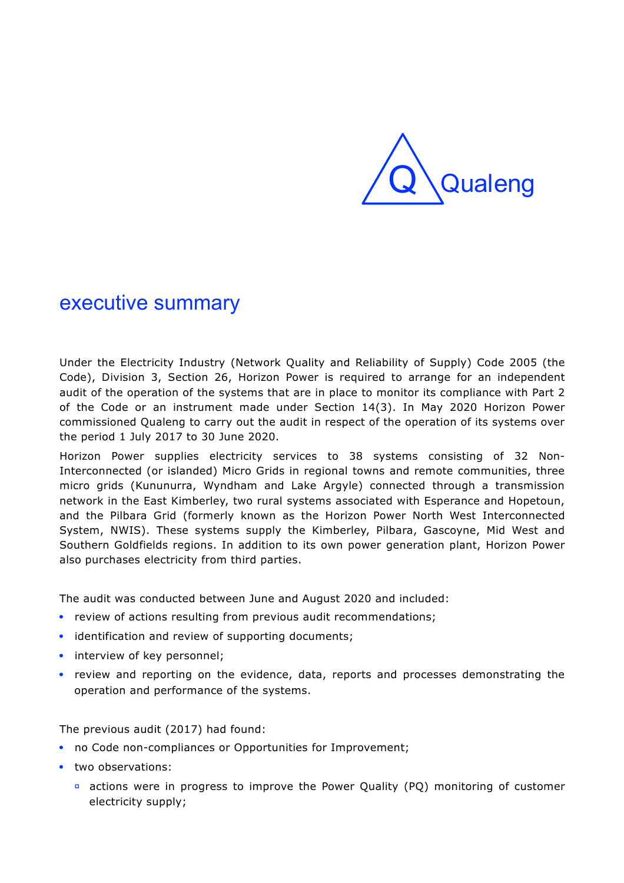# executive summary

Under the Electricity Industry (Network Quality and Reliability of Supply) Code 2005 (the Code), Division 3, Section 26, Horizon Power is required to arrange for an independent audit of the operation of the systems that are in place to monitor its compliance with Part 2 of the Code or an instrument made under Section 14(3). In May 2020 Horizon Power commissioned Qualeng to carry out the audit in respect of the operation of its systems over the period 1 July 2017 to 30 June 2020.

Horizon Power supplies electricity services to 38 systems consisting of 32 Non-Interconnected (or islanded) Micro Grids in regional towns and remote communities, three micro grids (Kununurra, Wyndham and Lake Argyle) connected through a transmission network in the East Kimberley, two rural systems associated with Esperance and Hopetoun, and the Pilbara Grid (formerly known as the Horizon Power North West Interconnected System, NWIS). These systems supply the Kimberley, Pilbara, Gascoyne, Mid West and Southern Goldfields regions. In addition to its own power generation plant, Horizon Power also purchases electricity from third parties.

The audit was conducted between June and August 2020 and included:

- review of actions resulting from previous audit recommendations;
- identification and review of supporting documents;
- interview of key personnel;
- review and reporting on the evidence, data, reports and processes demonstrating the operation and performance of the systems.

The previous audit (2017) had found:

- no Code non-compliances or Opportunities for Improvement;
- two observations:
  - actions were in progress to improve the Power Quality (PQ) monitoring of customer electricity supply;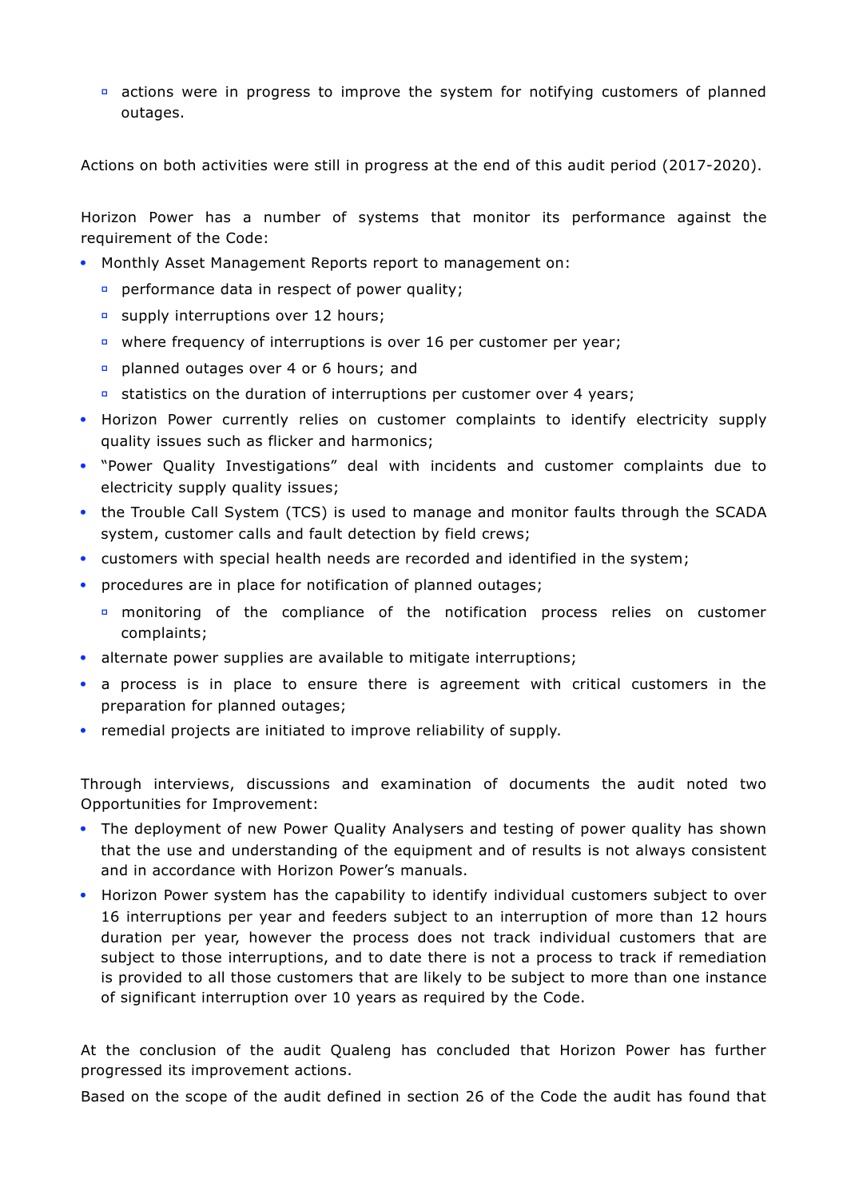- actions were in progress to improve the system for notifying customers of planned outages.

Actions on both activities were still in progress at the end of this audit period (2017-2020).

Horizon Power has a number of systems that monitor its performance against the requirement of the Code:

- Monthly Asset Management Reports report to management on:
  - performance data in respect of power quality;
  - supply interruptions over 12 hours;
  - where frequency of interruptions is over 16 per customer per year;
  - planned outages over 4 or 6 hours; and
  - statistics on the duration of interruptions per customer over 4 years;
- Horizon Power currently relies on customer complaints to identify electricity supply quality issues such as flicker and harmonics;
- "Power Quality Investigations" deal with incidents and customer complaints due to electricity supply quality issues;
- the Trouble Call System (TCS) is used to manage and monitor faults through the SCADA system, customer calls and fault detection by field crews;
- customers with special health needs are recorded and identified in the system;
- procedures are in place for notification of planned outages;
  - monitoring of the compliance of the notification process relies on customer complaints;
- alternate power supplies are available to mitigate interruptions;
- a process is in place to ensure there is agreement with critical customers in the preparation for planned outages;
- remedial projects are initiated to improve reliability of supply.

Through interviews, discussions and examination of documents the audit noted two Opportunities for Improvement:

- The deployment of new Power Quality Analysers and testing of power quality has shown that the use and understanding of the equipment and of results is not always consistent and in accordance with Horizon Power's manuals.
- Horizon Power system has the capability to identify individual customers subject to over 16 interruptions per year and feeders subject to an interruption of more than 12 hours duration per year, however the process does not track individual customers that are subject to those interruptions, and to date there is not a process to track if remediation is provided to all those customers that are likely to be subject to more than one instance of significant interruption over 10 years as required by the Code.

At the conclusion of the audit Qualeng has concluded that Horizon Power has further progressed its improvement actions.

Based on the scope of the audit defined in section 26 of the Code the audit has found that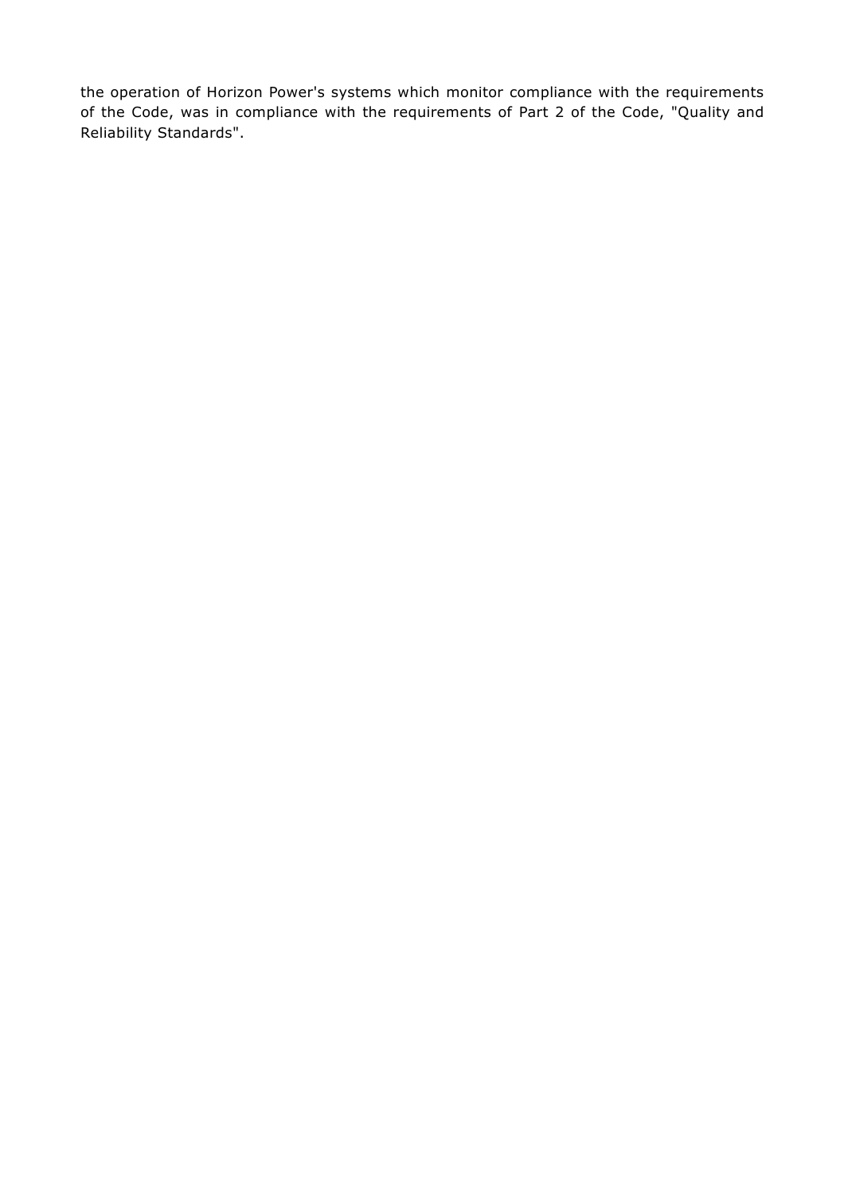the operation of Horizon Power's systems which monitor compliance with the requirements of the Code, was in compliance with the requirements of Part 2 of the Code, "Quality and Reliability Standards".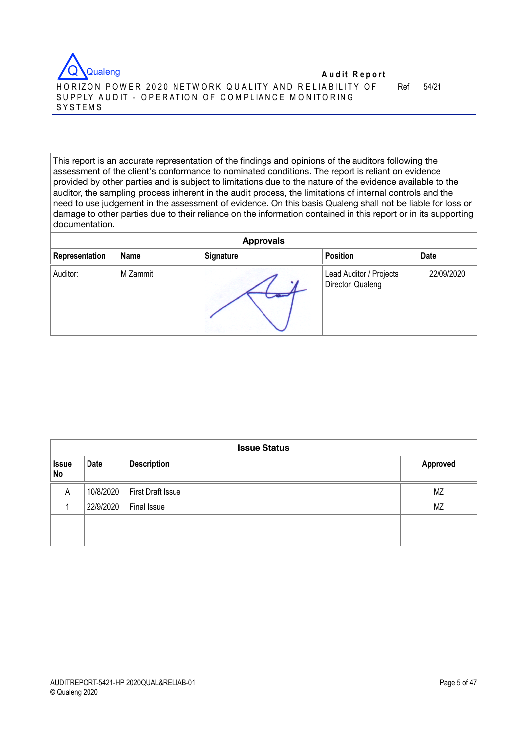This report is an accurate representation of the findings and opinions of the auditors following the assessment of the client's conformance to nominated conditions. The report is reliant on evidence provided by other parties and is subject to limitations due to the nature of the evidence available to the auditor, the sampling process inherent in the audit process, the limitations of internal controls and the need to use judgement in the assessment of evidence. On this basis Qualeng shall not be liable for loss or damage to other parties due to their reliance on the information contained in this report or in its supporting documentation.

| Approvals | | | | |
|---|---|---|---|---|
| **Representation** | **Name** | **Signature** | **Position** | **Date** |
| Auditor: | M Zammit | | Lead Auditor / Projects Director, Qualeng | 22/09/2020 |

| Issue Status | | | |
|---|---|---|---|
| **Issue No** | **Date** | **Description** | **Approved** |
| A | 10/8/2020 | First Draft Issue | MZ |
| 1 | 22/9/2020 | Final Issue | MZ |
| | | | |
| | | | |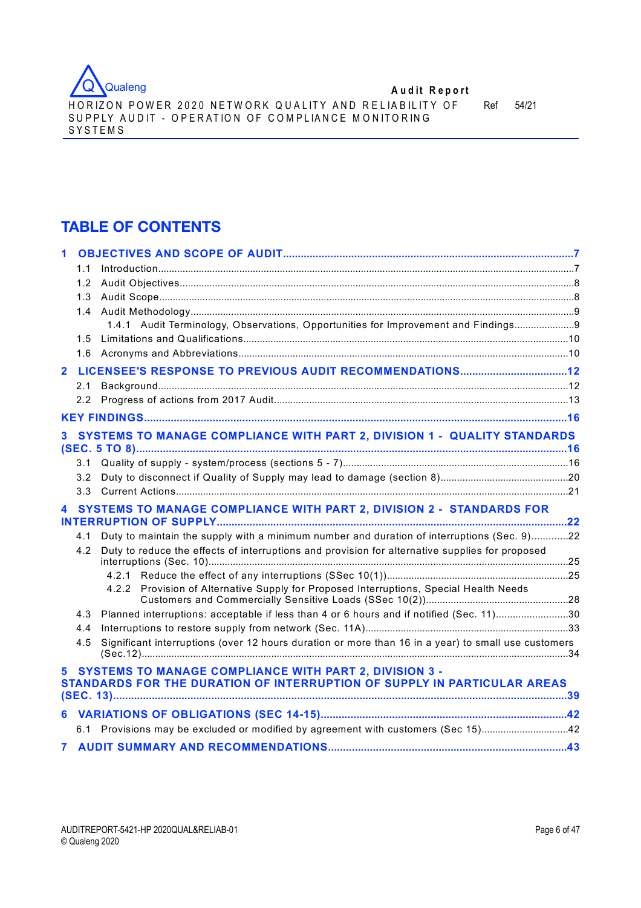# TABLE OF CONTENTS

**1 OBJECTIVES AND SCOPE OF AUDIT** .......... 7

- 1.1 Introduction .......... 7
- 1.2 Audit Objectives .......... 8
- 1.3 Audit Scope .......... 8
- 1.4 Audit Methodology .......... 9
  - 1.4.1 Audit Terminology, Observations, Opportunities for Improvement and Findings .......... 9
- 1.5 Limitations and Qualifications .......... 10
- 1.6 Acronyms and Abbreviations .......... 10

**2 LICENSEE'S RESPONSE TO PREVIOUS AUDIT RECOMMENDATIONS** .......... 12

- 2.1 Background .......... 12
- 2.2 Progress of actions from 2017 Audit .......... 13

**KEY FINDINGS** .......... 16

**3 SYSTEMS TO MANAGE COMPLIANCE WITH PART 2, DIVISION 1 - QUALITY STANDARDS (SEC. 5 TO 8)** .......... 16

- 3.1 Quality of supply - system/process (sections 5 - 7) .......... 16
- 3.2 Duty to disconnect if Quality of Supply may lead to damage (section 8) .......... 20
- 3.3 Current Actions .......... 21

**4 SYSTEMS TO MANAGE COMPLIANCE WITH PART 2, DIVISION 2 - STANDARDS FOR INTERRUPTION OF SUPPLY** .......... 22

- 4.1 Duty to maintain the supply with a minimum number and duration of interruptions (Sec. 9) .......... 22
- 4.2 Duty to reduce the effects of interruptions and provision for alternative supplies for proposed interruptions (Sec. 10) .......... 25
  - 4.2.1 Reduce the effect of any interruptions (SSec 10(1)) .......... 25
  - 4.2.2 Provision of Alternative Supply for Proposed Interruptions, Special Health Needs Customers and Commercially Sensitive Loads (SSec 10(2)) .......... 28
- 4.3 Planned interruptions: acceptable if less than 4 or 6 hours and if notified (Sec. 11) .......... 30
- 4.4 Interruptions to restore supply from network (Sec. 11A) .......... 33
- 4.5 Significant interruptions (over 12 hours duration or more than 16 in a year) to small use customers (Sec.12) .......... 34

**5 SYSTEMS TO MANAGE COMPLIANCE WITH PART 2, DIVISION 3 - STANDARDS FOR THE DURATION OF INTERRUPTION OF SUPPLY IN PARTICULAR AREAS (SEC. 13)** .......... 39

**6 VARIATIONS OF OBLIGATIONS (SEC 14-15)** .......... 42

- 6.1 Provisions may be excluded or modified by agreement with customers (Sec 15) .......... 42

**7 AUDIT SUMMARY AND RECOMMENDATIONS** .......... 43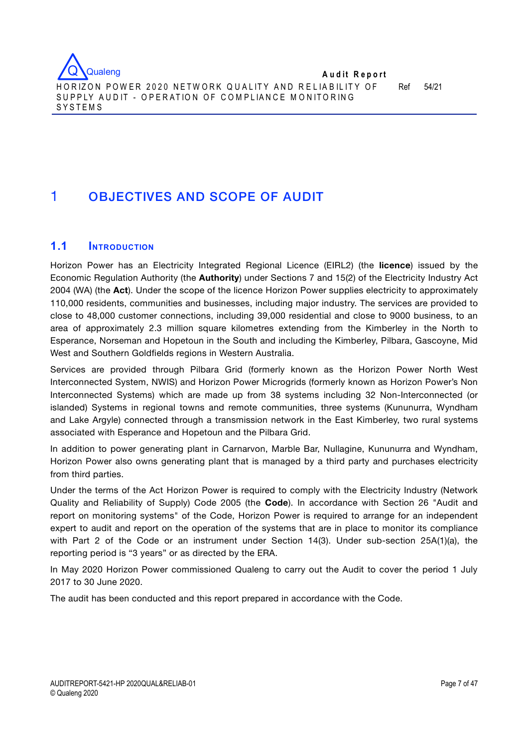# 1 OBJECTIVES AND SCOPE OF AUDIT

## 1.1 Introduction

Horizon Power has an Electricity Integrated Regional Licence (EIRL2) (the **licence**) issued by the Economic Regulation Authority (the **Authority**) under Sections 7 and 15(2) of the Electricity Industry Act 2004 (WA) (the **Act**). Under the scope of the licence Horizon Power supplies electricity to approximately 110,000 residents, communities and businesses, including major industry. The services are provided to close to 48,000 customer connections, including 39,000 residential and close to 9000 business, to an area of approximately 2.3 million square kilometres extending from the Kimberley in the North to Esperance, Norseman and Hopetoun in the South and including the Kimberley, Pilbara, Gascoyne, Mid West and Southern Goldfields regions in Western Australia.

Services are provided through Pilbara Grid (formerly known as the Horizon Power North West Interconnected System, NWIS) and Horizon Power Microgrids (formerly known as Horizon Power's Non Interconnected Systems) which are made up from 38 systems including 32 Non-Interconnected (or islanded) Systems in regional towns and remote communities, three systems (Kununurra, Wyndham and Lake Argyle) connected through a transmission network in the East Kimberley, two rural systems associated with Esperance and Hopetoun and the Pilbara Grid.

In addition to power generating plant in Carnarvon, Marble Bar, Nullagine, Kununurra and Wyndham, Horizon Power also owns generating plant that is managed by a third party and purchases electricity from third parties.

Under the terms of the Act Horizon Power is required to comply with the Electricity Industry (Network Quality and Reliability of Supply) Code 2005 (the **Code**). In accordance with Section 26 "Audit and report on monitoring systems" of the Code, Horizon Power is required to arrange for an independent expert to audit and report on the operation of the systems that are in place to monitor its compliance with Part 2 of the Code or an instrument under Section 14(3). Under sub-section 25A(1)(a), the reporting period is "3 years" or as directed by the ERA.

In May 2020 Horizon Power commissioned Qualeng to carry out the Audit to cover the period 1 July 2017 to 30 June 2020.

The audit has been conducted and this report prepared in accordance with the Code.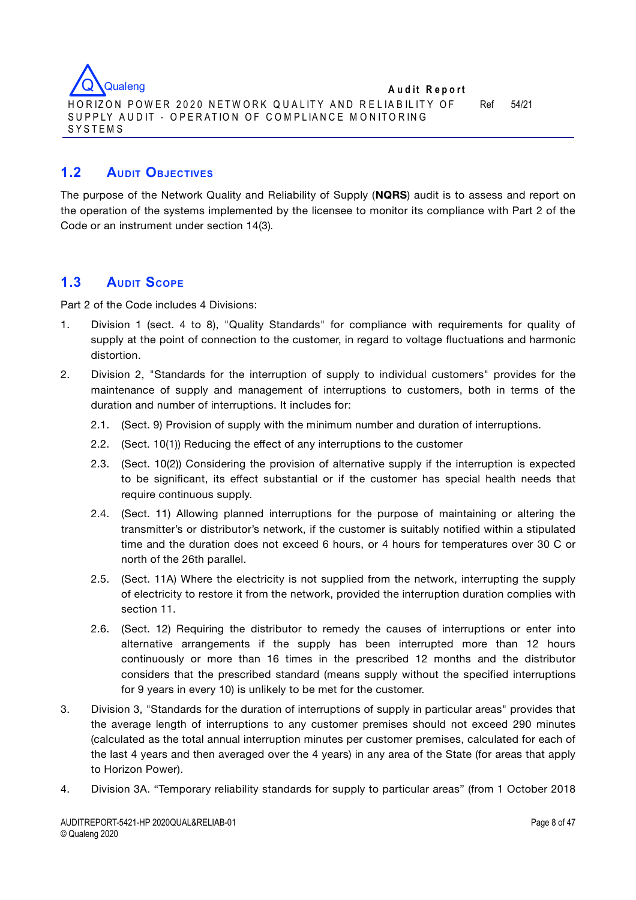## 1.2 Audit Objectives

The purpose of the Network Quality and Reliability of Supply (**NQRS**) audit is to assess and report on the operation of the systems implemented by the licensee to monitor its compliance with Part 2 of the Code or an instrument under section 14(3).

## 1.3 Audit Scope

Part 2 of the Code includes 4 Divisions:

1. Division 1 (sect. 4 to 8), "Quality Standards" for compliance with requirements for quality of supply at the point of connection to the customer, in regard to voltage fluctuations and harmonic distortion.
2. Division 2, "Standards for the interruption of supply to individual customers" provides for the maintenance of supply and management of interruptions to customers, both in terms of the duration and number of interruptions. It includes for:
    2.1. (Sect. 9) Provision of supply with the minimum number and duration of interruptions.
    2.2. (Sect. 10(1)) Reducing the effect of any interruptions to the customer
    2.3. (Sect. 10(2)) Considering the provision of alternative supply if the interruption is expected to be significant, its effect substantial or if the customer has special health needs that require continuous supply.
    2.4. (Sect. 11) Allowing planned interruptions for the purpose of maintaining or altering the transmitter's or distributor's network, if the customer is suitably notified within a stipulated time and the duration does not exceed 6 hours, or 4 hours for temperatures over 30 C or north of the 26th parallel.
    2.5. (Sect. 11A) Where the electricity is not supplied from the network, interrupting the supply of electricity to restore it from the network, provided the interruption duration complies with section 11.
    2.6. (Sect. 12) Requiring the distributor to remedy the causes of interruptions or enter into alternative arrangements if the supply has been interrupted more than 12 hours continuously or more than 16 times in the prescribed 12 months and the distributor considers that the prescribed standard (means supply without the specified interruptions for 9 years in every 10) is unlikely to be met for the customer.
3. Division 3, "Standards for the duration of interruptions of supply in particular areas" provides that the average length of interruptions to any customer premises should not exceed 290 minutes (calculated as the total annual interruption minutes per customer premises, calculated for each of the last 4 years and then averaged over the 4 years) in any area of the State (for areas that apply to Horizon Power).
4. Division 3A. "Temporary reliability standards for supply to particular areas" (from 1 October 2018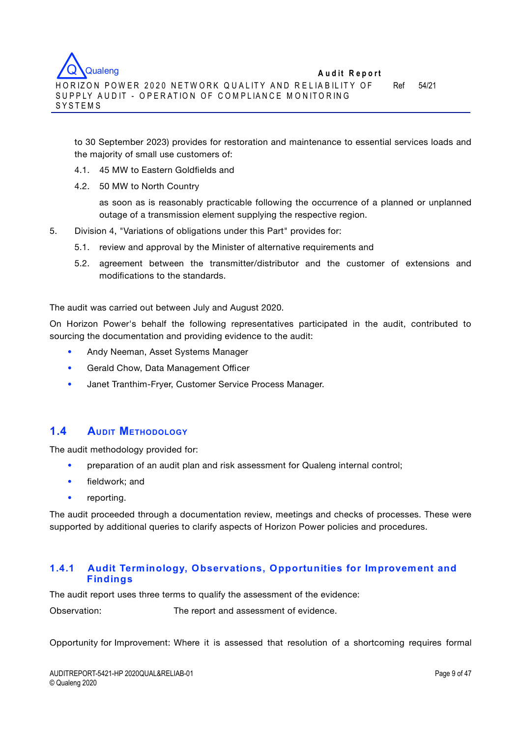to 30 September 2023) provides for restoration and maintenance to essential services loads and the majority of small use customers of:

4.1. 45 MW to Eastern Goldfields and

4.2. 50 MW to North Country

as soon as is reasonably practicable following the occurrence of a planned or unplanned outage of a transmission element supplying the respective region.

5. Division 4, "Variations of obligations under this Part" provides for:

5.1. review and approval by the Minister of alternative requirements and

5.2. agreement between the transmitter/distributor and the customer of extensions and modifications to the standards.

The audit was carried out between July and August 2020.

On Horizon Power's behalf the following representatives participated in the audit, contributed to sourcing the documentation and providing evidence to the audit:

- Andy Neeman, Asset Systems Manager
- Gerald Chow, Data Management Officer
- Janet Tranthim-Fryer, Customer Service Process Manager.

## 1.4 Audit Methodology

The audit methodology provided for:

- preparation of an audit plan and risk assessment for Qualeng internal control;
- fieldwork; and
- reporting.

The audit proceeded through a documentation review, meetings and checks of processes. These were supported by additional queries to clarify aspects of Horizon Power policies and procedures.

### 1.4.1 Audit Terminology, Observations, Opportunities for Improvement and Findings

The audit report uses three terms to qualify the assessment of the evidence:

Observation: The report and assessment of evidence.

Opportunity for Improvement: Where it is assessed that resolution of a shortcoming requires formal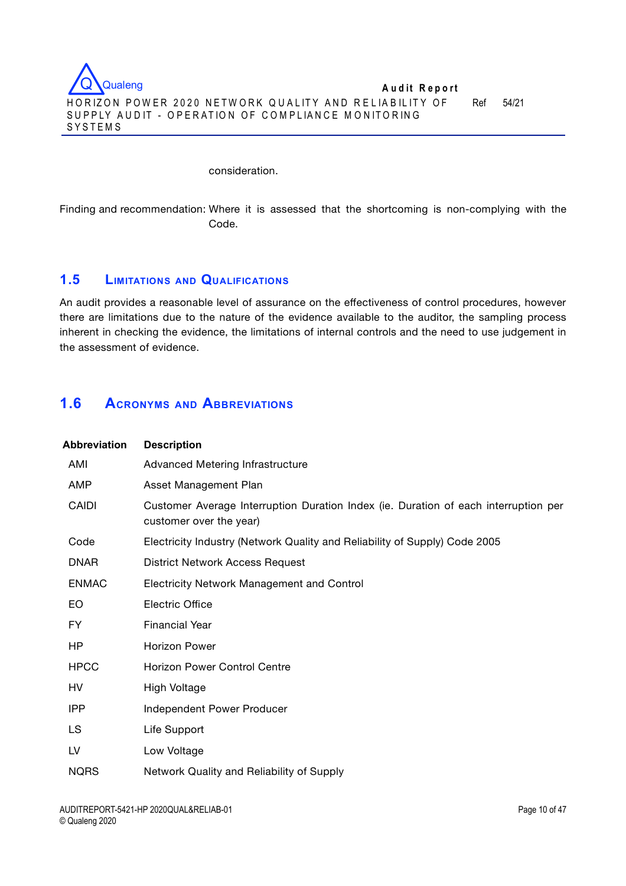consideration.

Finding and recommendation: Where it is assessed that the shortcoming is non-complying with the Code.

## 1.5 Limitations and Qualifications

An audit provides a reasonable level of assurance on the effectiveness of control procedures, however there are limitations due to the nature of the evidence available to the auditor, the sampling process inherent in checking the evidence, the limitations of internal controls and the need to use judgement in the assessment of evidence.

## 1.6 Acronyms and Abbreviations

| Abbreviation | Description |
|---|---|
| AMI | Advanced Metering Infrastructure |
| AMP | Asset Management Plan |
| CAIDI | Customer Average Interruption Duration Index (ie. Duration of each interruption per customer over the year) |
| Code | Electricity Industry (Network Quality and Reliability of Supply) Code 2005 |
| DNAR | District Network Access Request |
| ENMAC | Electricity Network Management and Control |
| EO | Electric Office |
| FY | Financial Year |
| HP | Horizon Power |
| HPCC | Horizon Power Control Centre |
| HV | High Voltage |
| IPP | Independent Power Producer |
| LS | Life Support |
| LV | Low Voltage |
| NQRS | Network Quality and Reliability of Supply |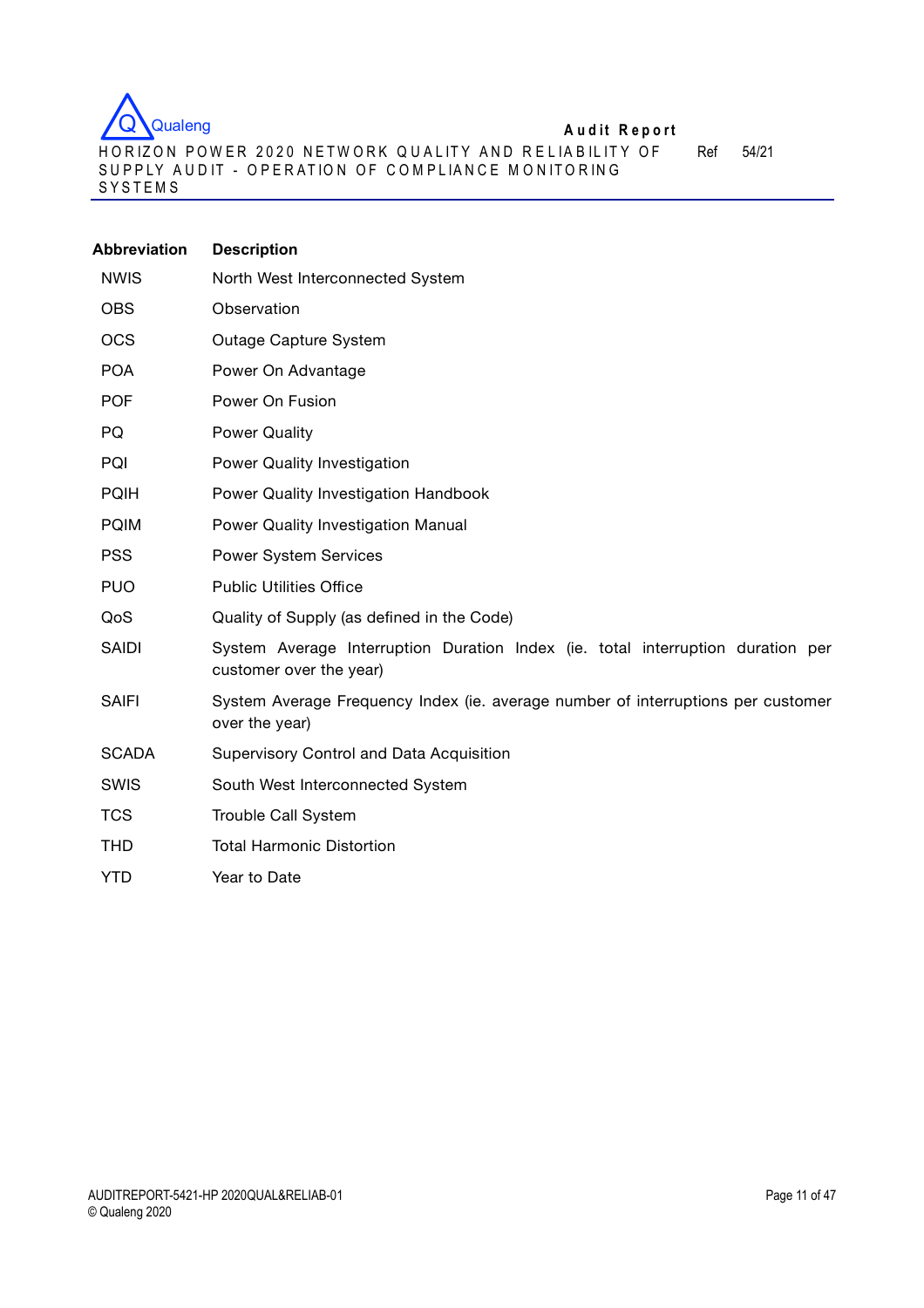| Abbreviation | Description |
| --- | --- |
| NWIS | North West Interconnected System |
| OBS | Observation |
| OCS | Outage Capture System |
| POA | Power On Advantage |
| POF | Power On Fusion |
| PQ | Power Quality |
| PQI | Power Quality Investigation |
| PQIH | Power Quality Investigation Handbook |
| PQIM | Power Quality Investigation Manual |
| PSS | Power System Services |
| PUO | Public Utilities Office |
| QoS | Quality of Supply (as defined in the Code) |
| SAIDI | System Average Interruption Duration Index (ie. total interruption duration per customer over the year) |
| SAIFI | System Average Frequency Index (ie. average number of interruptions per customer over the year) |
| SCADA | Supervisory Control and Data Acquisition |
| SWIS | South West Interconnected System |
| TCS | Trouble Call System |
| THD | Total Harmonic Distortion |
| YTD | Year to Date |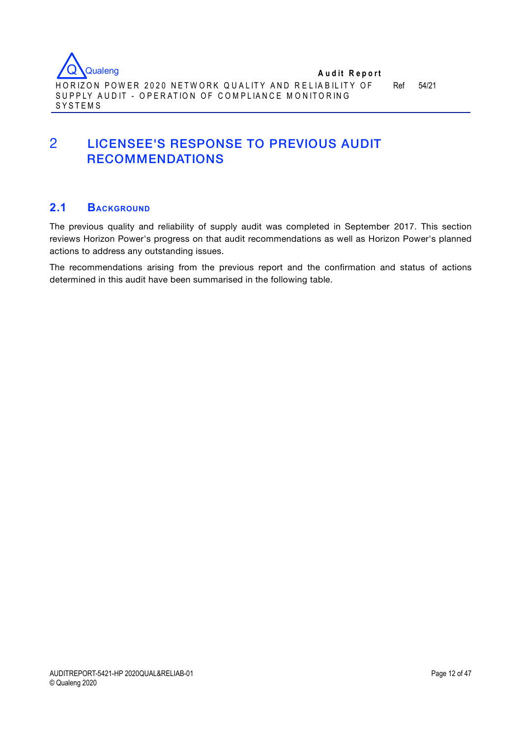# 2 LICENSEE'S RESPONSE TO PREVIOUS AUDIT RECOMMENDATIONS

## 2.1 BACKGROUND

The previous quality and reliability of supply audit was completed in September 2017. This section reviews Horizon Power's progress on that audit recommendations as well as Horizon Power's planned actions to address any outstanding issues.

The recommendations arising from the previous report and the confirmation and status of actions determined in this audit have been summarised in the following table.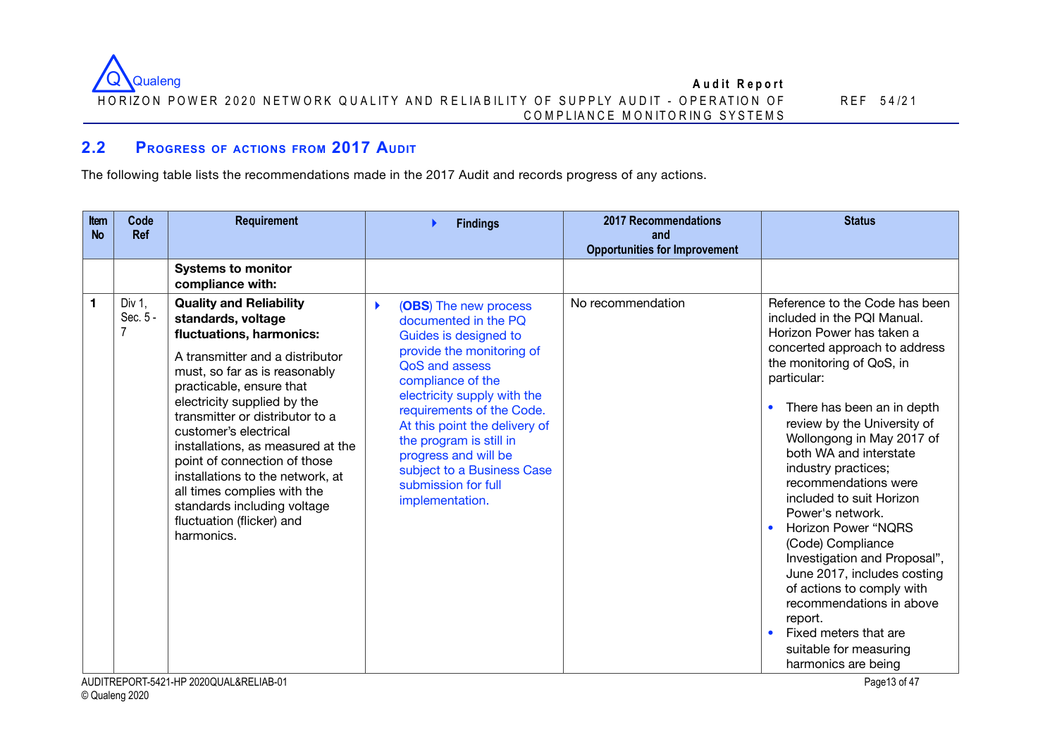## 2.2 Progress of actions from 2017 Audit

The following table lists the recommendations made in the 2017 Audit and records progress of any actions.

| Item No | Code Ref | Requirement | Findings | 2017 Recommendations and Opportunities for Improvement | Status |
|---|---|---|---|---|---|
| | | **Systems to monitor compliance with:** | | | |
| **1** | Div 1, Sec. 5 - 7 | **Quality and Reliability standards, voltage fluctuations, harmonics:**<br><br>A transmitter and a distributor must, so far as is reasonably practicable, ensure that electricity supplied by the transmitter or distributor to a customer's electrical installations, as measured at the point of connection of those installations to the network, at all times complies with the standards including voltage fluctuation (flicker) and harmonics. | (**OBS**) The new process documented in the PQ Guides is designed to provide the monitoring of QoS and assess compliance of the electricity supply with the requirements of the Code. At this point the delivery of the program is still in progress and will be subject to a Business Case submission for full implementation. | No recommendation | Reference to the Code has been included in the PQI Manual. Horizon Power has taken a concerted approach to address the monitoring of QoS, in particular:<br><br>• There has been an in depth review by the University of Wollongong in May 2017 of both WA and interstate industry practices; recommendations were included to suit Horizon Power's network.<br>• Horizon Power "NQRS (Code) Compliance Investigation and Proposal", June 2017, includes costing of actions to comply with recommendations in above report.<br>• Fixed meters that are suitable for measuring harmonics are being |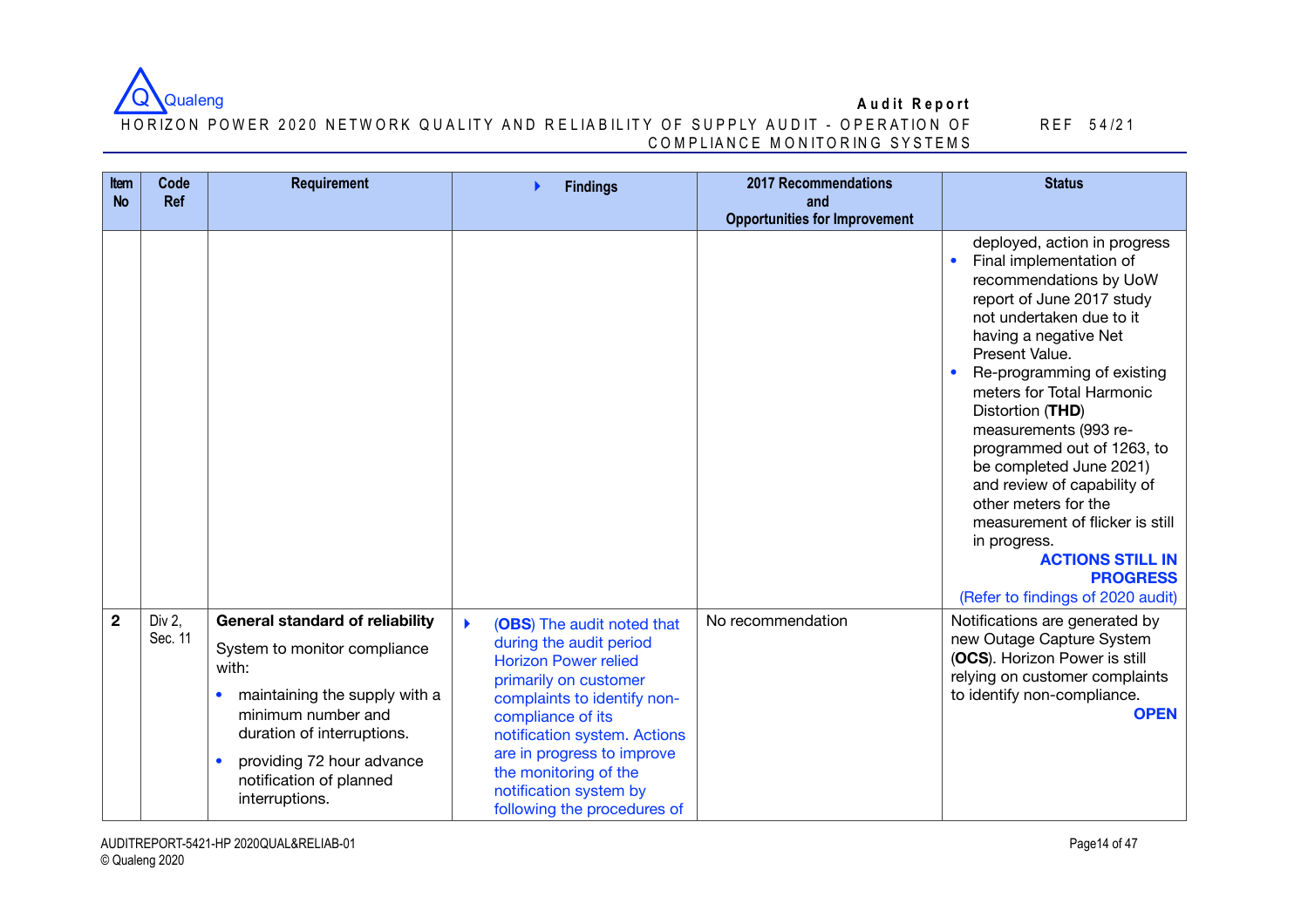| Item No | Code Ref | Requirement | Findings | 2017 Recommendations and Opportunities for Improvement | Status |
|---|---|---|---|---|---|
| | | | | | deployed, action in progress<br>• Final implementation of recommendations by UoW report of June 2017 study not undertaken due to it having a negative Net Present Value.<br>• Re-programming of existing meters for Total Harmonic Distortion (**THD**) measurements (993 re-programmed out of 1263, to be completed June 2021) and review of capability of other meters for the measurement of flicker is still in progress.<br>**ACTIONS STILL IN PROGRESS**<br>(Refer to findings of 2020 audit) |
| **2** | Div 2, Sec. 11 | **General standard of reliability**<br>System to monitor compliance with:<br>• maintaining the supply with a minimum number and duration of interruptions.<br>• providing 72 hour advance notification of planned interruptions. | (**OBS**) The audit noted that during the audit period Horizon Power relied primarily on customer complaints to identify non-compliance of its notification system. Actions are in progress to improve the monitoring of the notification system by following the procedures of | No recommendation | Notifications are generated by new Outage Capture System (**OCS**). Horizon Power is still relying on customer complaints to identify non-compliance.<br>**OPEN** |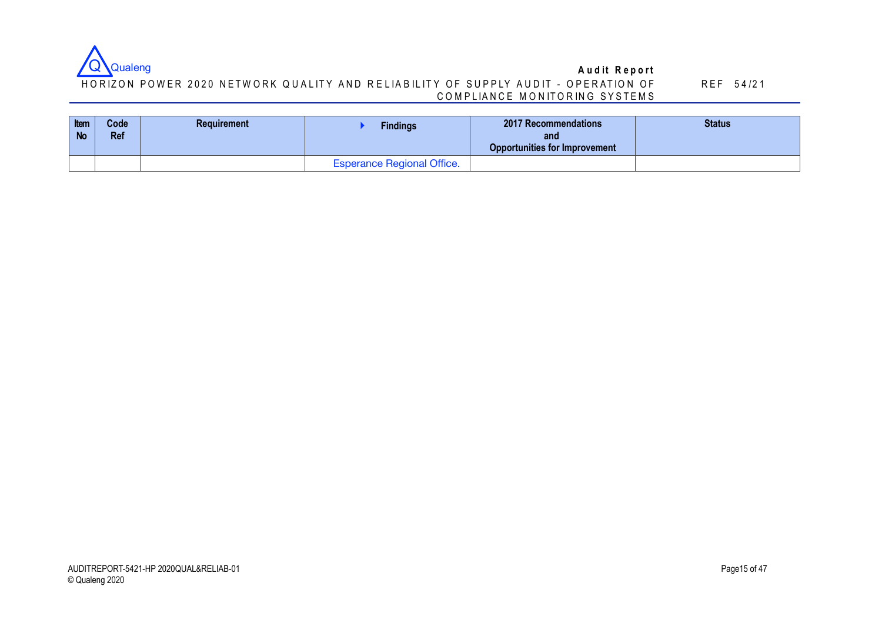| Item No | Code Ref | Requirement | Findings | 2017 Recommendations and Opportunities for Improvement | Status |
|---|---|---|---|---|---|
| | | | Esperance Regional Office. | | |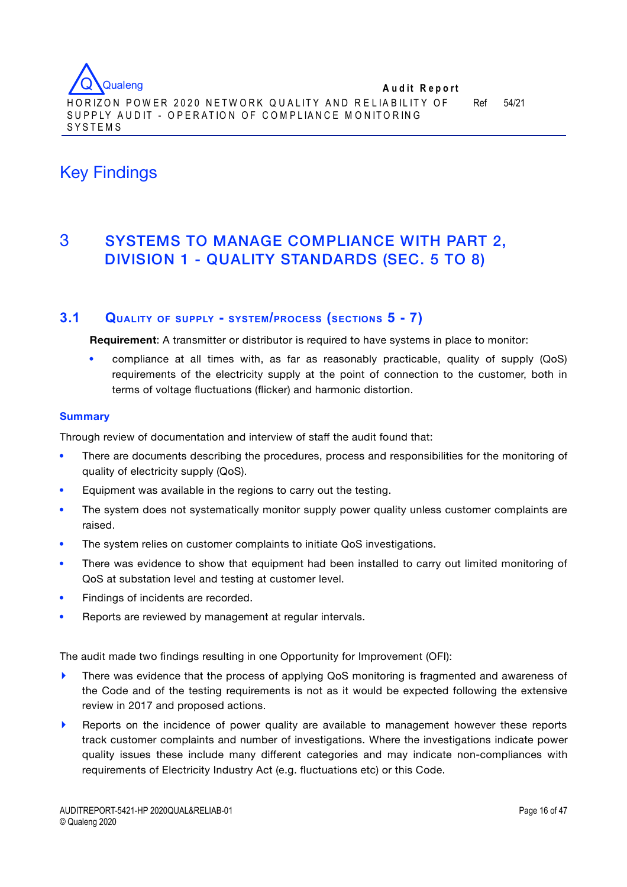# Key Findings

## 3 SYSTEMS TO MANAGE COMPLIANCE WITH PART 2, DIVISION 1 - QUALITY STANDARDS (SEC. 5 TO 8)

### 3.1 QUALITY OF SUPPLY - SYSTEM/PROCESS (SECTIONS 5 - 7)

**Requirement**: A transmitter or distributor is required to have systems in place to monitor:

- compliance at all times with, as far as reasonably practicable, quality of supply (QoS) requirements of the electricity supply at the point of connection to the customer, both in terms of voltage fluctuations (flicker) and harmonic distortion.

**Summary**

Through review of documentation and interview of staff the audit found that:

- There are documents describing the procedures, process and responsibilities for the monitoring of quality of electricity supply (QoS).
- Equipment was available in the regions to carry out the testing.
- The system does not systematically monitor supply power quality unless customer complaints are raised.
- The system relies on customer complaints to initiate QoS investigations.
- There was evidence to show that equipment had been installed to carry out limited monitoring of QoS at substation level and testing at customer level.
- Findings of incidents are recorded.
- Reports are reviewed by management at regular intervals.

The audit made two findings resulting in one Opportunity for Improvement (OFI):

- There was evidence that the process of applying QoS monitoring is fragmented and awareness of the Code and of the testing requirements is not as it would be expected following the extensive review in 2017 and proposed actions.
- Reports on the incidence of power quality are available to management however these reports track customer complaints and number of investigations. Where the investigations indicate power quality issues these include many different categories and may indicate non-compliances with requirements of Electricity Industry Act (e.g. fluctuations etc) or this Code.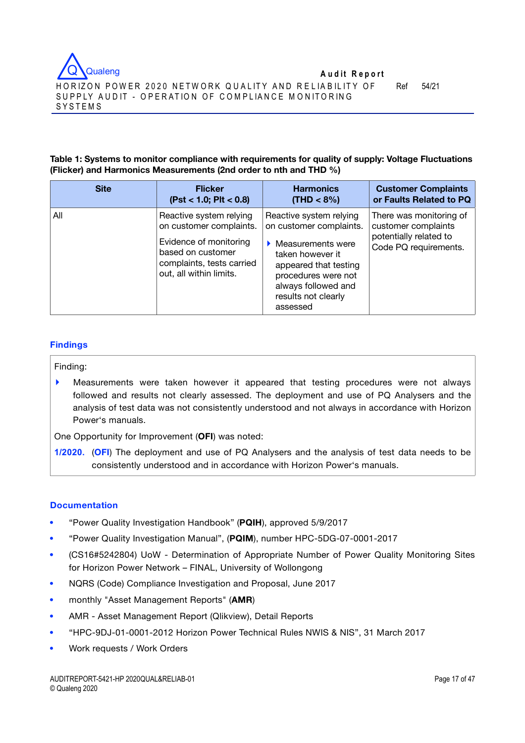**Table 1: Systems to monitor compliance with requirements for quality of supply: Voltage Fluctuations (Flicker) and Harmonics Measurements (2nd order to nth and THD %)**

| Site | Flicker (Pst < 1.0; Plt < 0.8) | Harmonics (THD < 8%) | Customer Complaints or Faults Related to PQ |
|---|---|---|---|
| All | Reactive system relying on customer complaints.<br><br>Evidence of monitoring based on customer complaints, tests carried out, all within limits. | Reactive system relying on customer complaints.<br><br>- Measurements were taken however it appeared that testing procedures were not always followed and results not clearly assessed | There was monitoring of customer complaints potentially related to Code PQ requirements. |

### Findings

Finding:

- Measurements were taken however it appeared that testing procedures were not always followed and results not clearly assessed. The deployment and use of PQ Analysers and the analysis of test data was not consistently understood and not always in accordance with Horizon Power's manuals.

One Opportunity for Improvement (**OFI**) was noted:

**1/2020.** (**OFI**) The deployment and use of PQ Analysers and the analysis of test data needs to be consistently understood and in accordance with Horizon Power's manuals.

### Documentation

- "Power Quality Investigation Handbook" (**PQIH**), approved 5/9/2017
- "Power Quality Investigation Manual", (**PQIM**), number HPC-5DG-07-0001-2017
- (CS16#5242804) UoW - Determination of Appropriate Number of Power Quality Monitoring Sites for Horizon Power Network – FINAL, University of Wollongong
- NQRS (Code) Compliance Investigation and Proposal, June 2017
- monthly "Asset Management Reports" (**AMR**)
- AMR - Asset Management Report (Qlikview), Detail Reports
- "HPC-9DJ-01-0001-2012 Horizon Power Technical Rules NWIS & NIS", 31 March 2017
- Work requests / Work Orders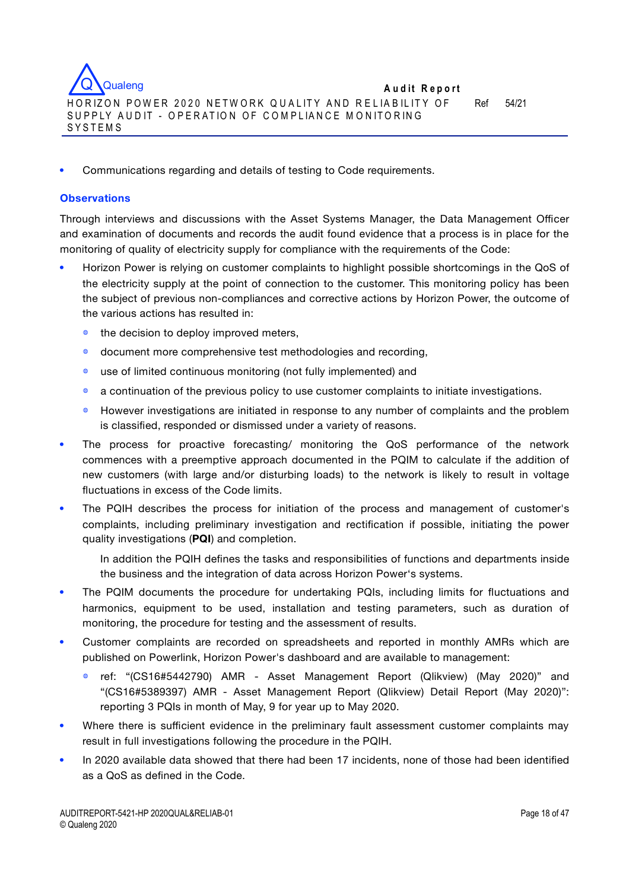- Communications regarding and details of testing to Code requirements.

### Observations

Through interviews and discussions with the Asset Systems Manager, the Data Management Officer and examination of documents and records the audit found evidence that a process is in place for the monitoring of quality of electricity supply for compliance with the requirements of the Code:

- Horizon Power is relying on customer complaints to highlight possible shortcomings in the QoS of the electricity supply at the point of connection to the customer. This monitoring policy has been the subject of previous non-compliances and corrective actions by Horizon Power, the outcome of the various actions has resulted in:
    - the decision to deploy improved meters,
    - document more comprehensive test methodologies and recording,
    - use of limited continuous monitoring (not fully implemented) and
    - a continuation of the previous policy to use customer complaints to initiate investigations.
    - However investigations are initiated in response to any number of complaints and the problem is classified, responded or dismissed under a variety of reasons.
- The process for proactive forecasting/ monitoring the QoS performance of the network commences with a preemptive approach documented in the PQIM to calculate if the addition of new customers (with large and/or disturbing loads) to the network is likely to result in voltage fluctuations in excess of the Code limits.
- The PQIH describes the process for initiation of the process and management of customer's complaints, including preliminary investigation and rectification if possible, initiating the power quality investigations (**PQI**) and completion.

    In addition the PQIH defines the tasks and responsibilities of functions and departments inside the business and the integration of data across Horizon Power's systems.
- The PQIM documents the procedure for undertaking PQIs, including limits for fluctuations and harmonics, equipment to be used, installation and testing parameters, such as duration of monitoring, the procedure for testing and the assessment of results.
- Customer complaints are recorded on spreadsheets and reported in monthly AMRs which are published on Powerlink, Horizon Power's dashboard and are available to management:
    - ref: "(CS16#5442790) AMR - Asset Management Report (Qlikview) (May 2020)" and "(CS16#5389397) AMR - Asset Management Report (Qlikview) Detail Report (May 2020)": reporting 3 PQIs in month of May, 9 for year up to May 2020.
- Where there is sufficient evidence in the preliminary fault assessment customer complaints may result in full investigations following the procedure in the PQIH.
- In 2020 available data showed that there had been 17 incidents, none of those had been identified as a QoS as defined in the Code.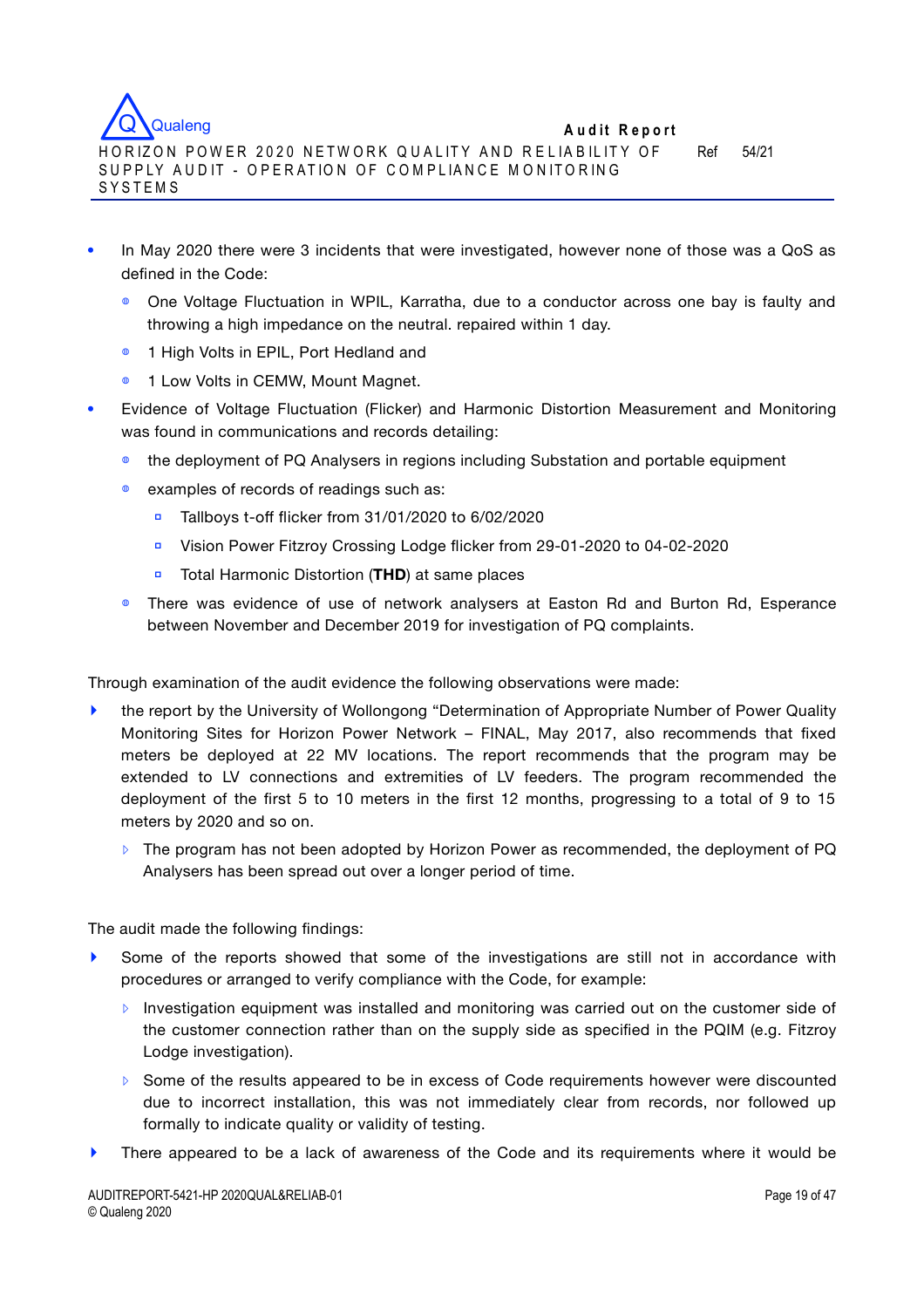- In May 2020 there were 3 incidents that were investigated, however none of those was a QoS as defined in the Code:
  - One Voltage Fluctuation in WPIL, Karratha, due to a conductor across one bay is faulty and throwing a high impedance on the neutral. repaired within 1 day.
  - 1 High Volts in EPIL, Port Hedland and
  - 1 Low Volts in CEMW, Mount Magnet.
- Evidence of Voltage Fluctuation (Flicker) and Harmonic Distortion Measurement and Monitoring was found in communications and records detailing:
  - the deployment of PQ Analysers in regions including Substation and portable equipment
  - examples of records of readings such as:
    - Tallboys t-off flicker from 31/01/2020 to 6/02/2020
    - Vision Power Fitzroy Crossing Lodge flicker from 29-01-2020 to 04-02-2020
    - Total Harmonic Distortion (**THD**) at same places
  - There was evidence of use of network analysers at Easton Rd and Burton Rd, Esperance between November and December 2019 for investigation of PQ complaints.

Through examination of the audit evidence the following observations were made:

- the report by the University of Wollongong "Determination of Appropriate Number of Power Quality Monitoring Sites for Horizon Power Network – FINAL, May 2017, also recommends that fixed meters be deployed at 22 MV locations. The report recommends that the program may be extended to LV connections and extremities of LV feeders. The program recommended the deployment of the first 5 to 10 meters in the first 12 months, progressing to a total of 9 to 15 meters by 2020 and so on.
  - The program has not been adopted by Horizon Power as recommended, the deployment of PQ Analysers has been spread out over a longer period of time.

The audit made the following findings:

- Some of the reports showed that some of the investigations are still not in accordance with procedures or arranged to verify compliance with the Code, for example:
  - Investigation equipment was installed and monitoring was carried out on the customer side of the customer connection rather than on the supply side as specified in the PQIM (e.g. Fitzroy Lodge investigation).
  - Some of the results appeared to be in excess of Code requirements however were discounted due to incorrect installation, this was not immediately clear from records, nor followed up formally to indicate quality or validity of testing.
- There appeared to be a lack of awareness of the Code and its requirements where it would be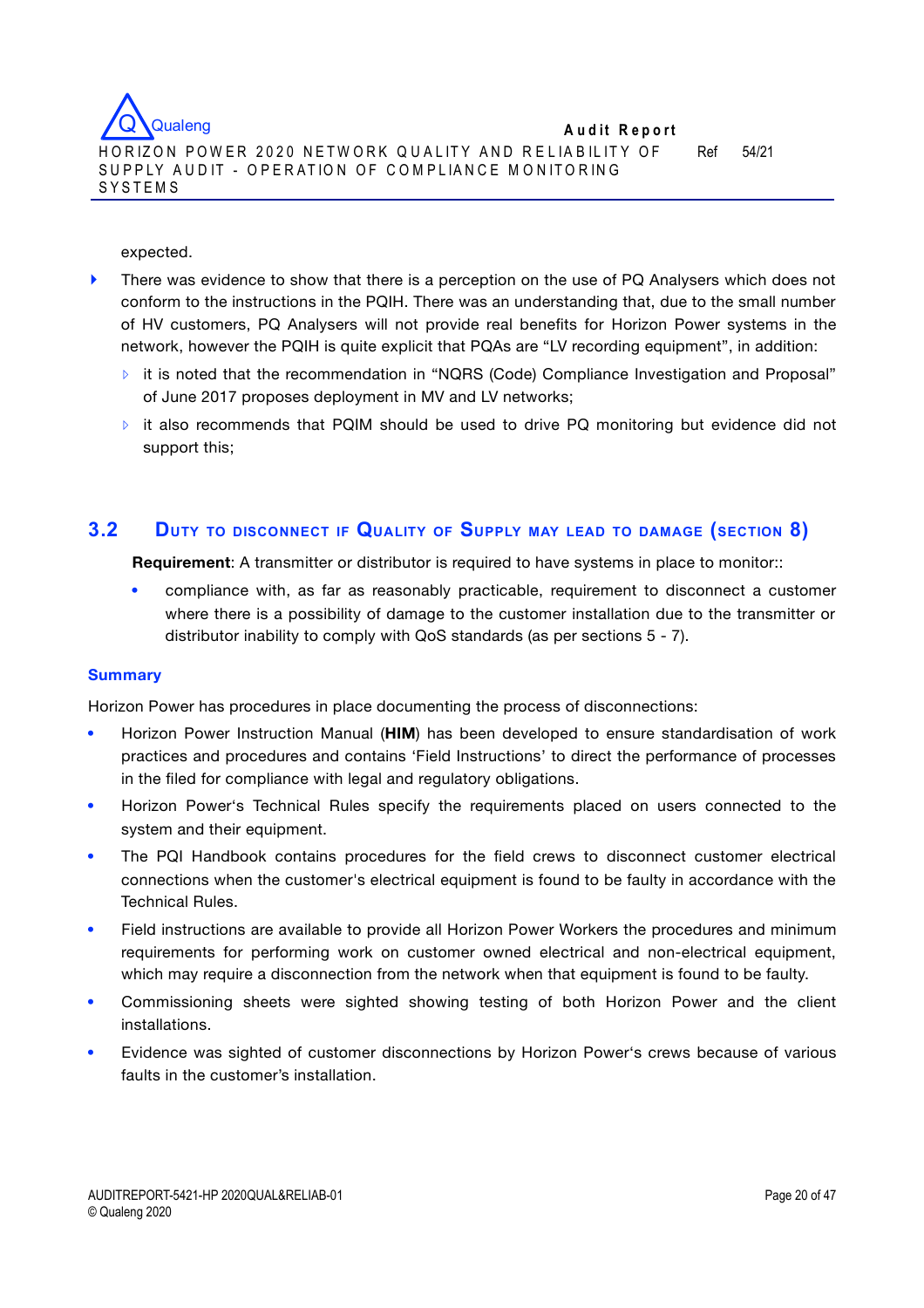expected.

- There was evidence to show that there is a perception on the use of PQ Analysers which does not conform to the instructions in the PQIH. There was an understanding that, due to the small number of HV customers, PQ Analysers will not provide real benefits for Horizon Power systems in the network, however the PQIH is quite explicit that PQAs are "LV recording equipment", in addition:
  - it is noted that the recommendation in "NQRS (Code) Compliance Investigation and Proposal" of June 2017 proposes deployment in MV and LV networks;
  - it also recommends that PQIM should be used to drive PQ monitoring but evidence did not support this;

## 3.2 Duty to disconnect if Quality of Supply may lead to damage (section 8)

**Requirement**: A transmitter or distributor is required to have systems in place to monitor::

- compliance with, as far as reasonably practicable, requirement to disconnect a customer where there is a possibility of damage to the customer installation due to the transmitter or distributor inability to comply with QoS standards (as per sections 5 - 7).

### Summary

Horizon Power has procedures in place documenting the process of disconnections:

- Horizon Power Instruction Manual (**HIM**) has been developed to ensure standardisation of work practices and procedures and contains 'Field Instructions' to direct the performance of processes in the filed for compliance with legal and regulatory obligations.
- Horizon Power's Technical Rules specify the requirements placed on users connected to the system and their equipment.
- The PQI Handbook contains procedures for the field crews to disconnect customer electrical connections when the customer's electrical equipment is found to be faulty in accordance with the Technical Rules.
- Field instructions are available to provide all Horizon Power Workers the procedures and minimum requirements for performing work on customer owned electrical and non-electrical equipment, which may require a disconnection from the network when that equipment is found to be faulty.
- Commissioning sheets were sighted showing testing of both Horizon Power and the client installations.
- Evidence was sighted of customer disconnections by Horizon Power's crews because of various faults in the customer's installation.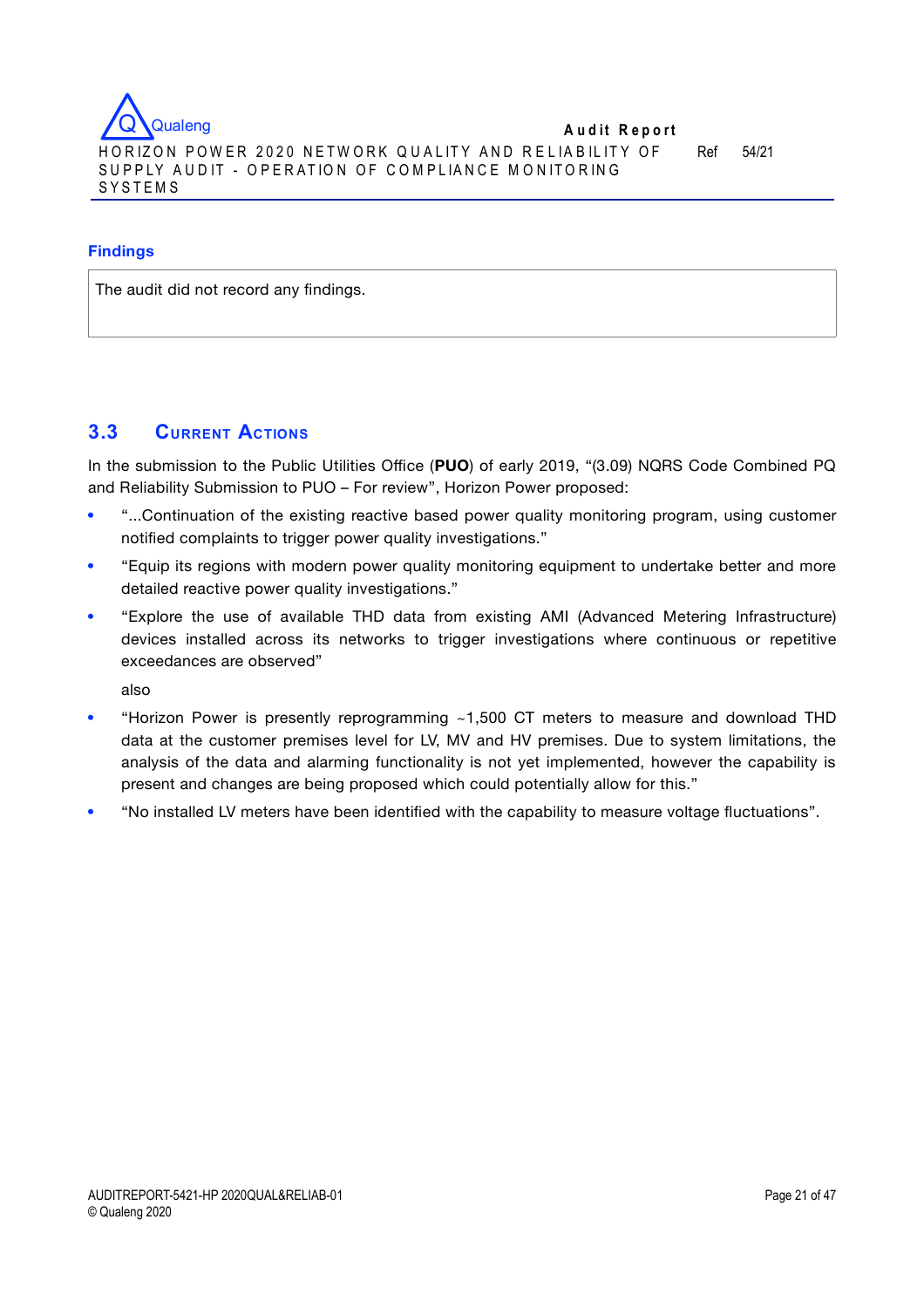**Findings**

| The audit did not record any findings. |
|---|

## 3.3 Current Actions

In the submission to the Public Utilities Office (**PUO**) of early 2019, "(3.09) NQRS Code Combined PQ and Reliability Submission to PUO – For review", Horizon Power proposed:

- "...Continuation of the existing reactive based power quality monitoring program, using customer notified complaints to trigger power quality investigations."
- "Equip its regions with modern power quality monitoring equipment to undertake better and more detailed reactive power quality investigations."
- "Explore the use of available THD data from existing AMI (Advanced Metering Infrastructure) devices installed across its networks to trigger investigations where continuous or repetitive exceedances are observed"

  also

- "Horizon Power is presently reprogramming ~1,500 CT meters to measure and download THD data at the customer premises level for LV, MV and HV premises. Due to system limitations, the analysis of the data and alarming functionality is not yet implemented, however the capability is present and changes are being proposed which could potentially allow for this."
- "No installed LV meters have been identified with the capability to measure voltage fluctuations".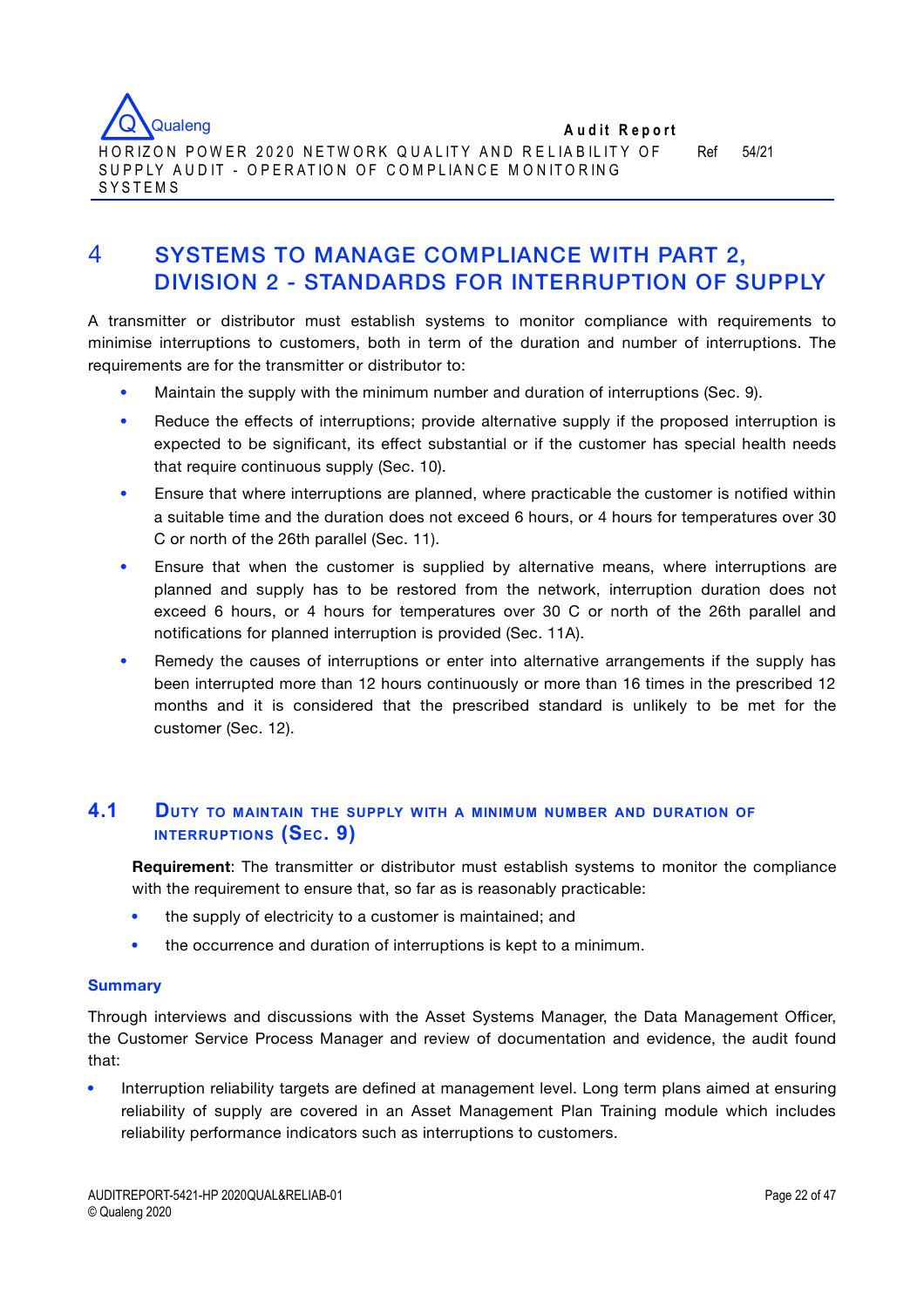# 4 SYSTEMS TO MANAGE COMPLIANCE WITH PART 2, DIVISION 2 - STANDARDS FOR INTERRUPTION OF SUPPLY

A transmitter or distributor must establish systems to monitor compliance with requirements to minimise interruptions to customers, both in term of the duration and number of interruptions. The requirements are for the transmitter or distributor to:

- Maintain the supply with the minimum number and duration of interruptions (Sec. 9).
- Reduce the effects of interruptions; provide alternative supply if the proposed interruption is expected to be significant, its effect substantial or if the customer has special health needs that require continuous supply (Sec. 10).
- Ensure that where interruptions are planned, where practicable the customer is notified within a suitable time and the duration does not exceed 6 hours, or 4 hours for temperatures over 30 C or north of the 26th parallel (Sec. 11).
- Ensure that when the customer is supplied by alternative means, where interruptions are planned and supply has to be restored from the network, interruption duration does not exceed 6 hours, or 4 hours for temperatures over 30 C or north of the 26th parallel and notifications for planned interruption is provided (Sec. 11A).
- Remedy the causes of interruptions or enter into alternative arrangements if the supply has been interrupted more than 12 hours continuously or more than 16 times in the prescribed 12 months and it is considered that the prescribed standard is unlikely to be met for the customer (Sec. 12).

## 4.1 DUTY TO MAINTAIN THE SUPPLY WITH A MINIMUM NUMBER AND DURATION OF INTERRUPTIONS (SEC. 9)

**Requirement**: The transmitter or distributor must establish systems to monitor the compliance with the requirement to ensure that, so far as is reasonably practicable:

- the supply of electricity to a customer is maintained; and
- the occurrence and duration of interruptions is kept to a minimum.

### Summary

Through interviews and discussions with the Asset Systems Manager, the Data Management Officer, the Customer Service Process Manager and review of documentation and evidence, the audit found that:

- Interruption reliability targets are defined at management level. Long term plans aimed at ensuring reliability of supply are covered in an Asset Management Plan Training module which includes reliability performance indicators such as interruptions to customers.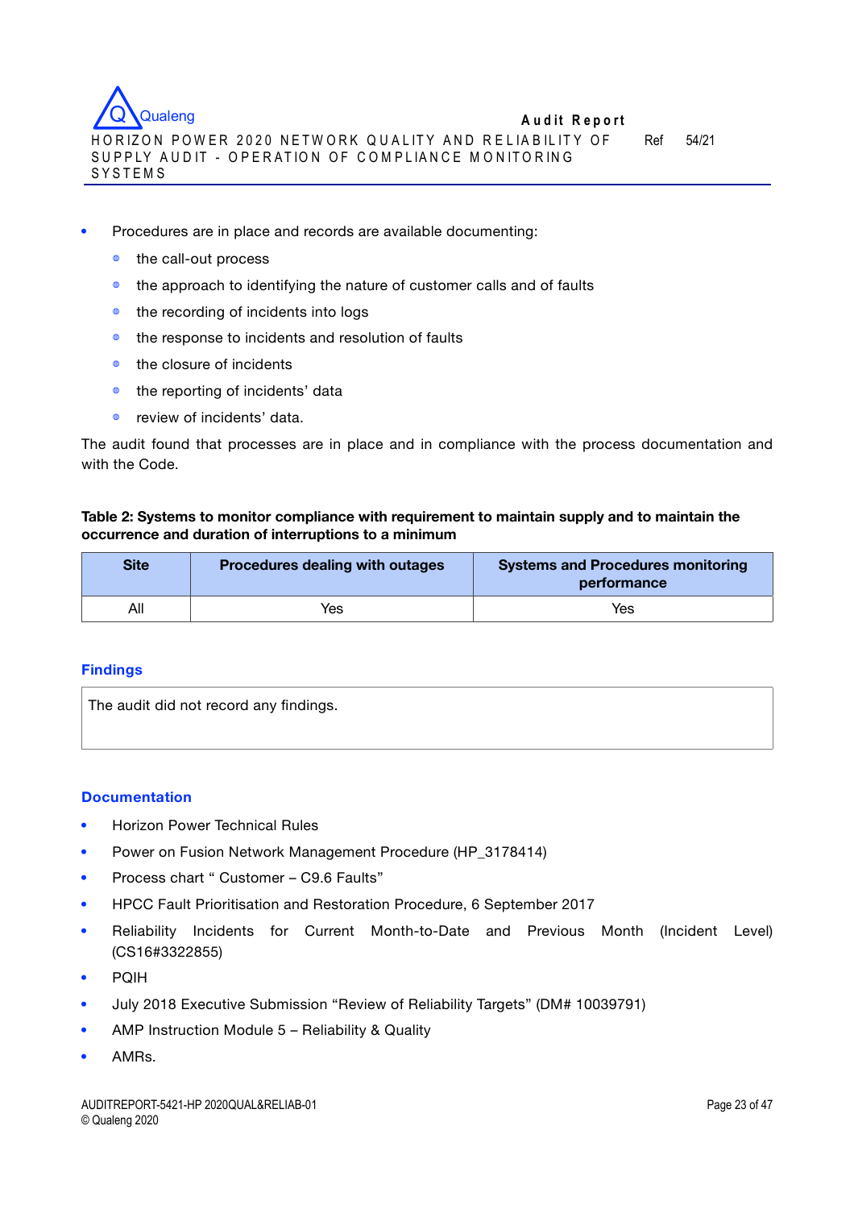- Procedures are in place and records are available documenting:
  - the call-out process
  - the approach to identifying the nature of customer calls and of faults
  - the recording of incidents into logs
  - the response to incidents and resolution of faults
  - the closure of incidents
  - the reporting of incidents' data
  - review of incidents' data.

The audit found that processes are in place and in compliance with the process documentation and with the Code.

**Table 2: Systems to monitor compliance with requirement to maintain supply and to maintain the occurrence and duration of interruptions to a minimum**

| Site | Procedures dealing with outages | Systems and Procedures monitoring performance |
|---|---|---|
| All | Yes | Yes |

### Findings

The audit did not record any findings.

### Documentation

- Horizon Power Technical Rules
- Power on Fusion Network Management Procedure (HP_3178414)
- Process chart " Customer – C9.6 Faults"
- HPCC Fault Prioritisation and Restoration Procedure, 6 September 2017
- Reliability Incidents for Current Month-to-Date and Previous Month (Incident Level) (CS16#3322855)
- PQIH
- July 2018 Executive Submission "Review of Reliability Targets" (DM# 10039791)
- AMP Instruction Module 5 – Reliability & Quality
- AMRs.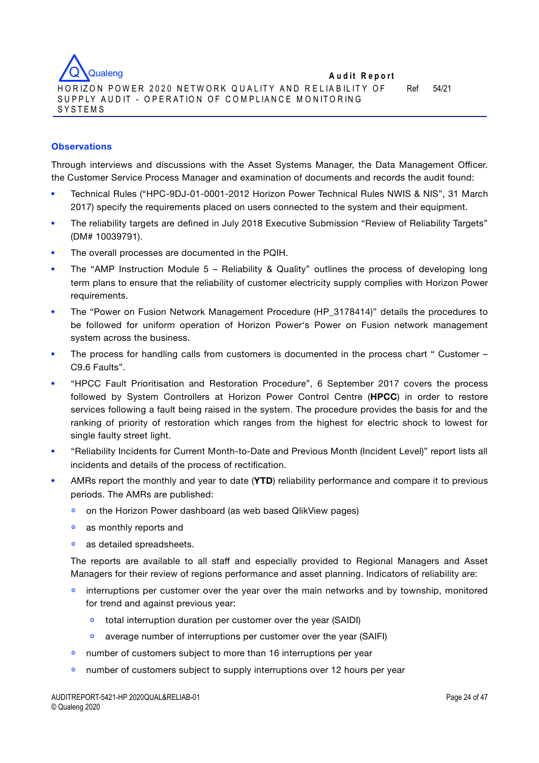### Observations

Through interviews and discussions with the Asset Systems Manager, the Data Management Officer. the Customer Service Process Manager and examination of documents and records the audit found:

- Technical Rules ("HPC-9DJ-01-0001-2012 Horizon Power Technical Rules NWIS & NIS", 31 March 2017) specify the requirements placed on users connected to the system and their equipment.
- The reliability targets are defined in July 2018 Executive Submission "Review of Reliability Targets" (DM# 10039791).
- The overall processes are documented in the PQIH.
- The "AMP Instruction Module 5 – Reliability & Quality" outlines the process of developing long term plans to ensure that the reliability of customer electricity supply complies with Horizon Power requirements.
- The "Power on Fusion Network Management Procedure (HP_3178414)" details the procedures to be followed for uniform operation of Horizon Power's Power on Fusion network management system across the business.
- The process for handling calls from customers is documented in the process chart " Customer – C9.6 Faults".
- "HPCC Fault Prioritisation and Restoration Procedure", 6 September 2017 covers the process followed by System Controllers at Horizon Power Control Centre (**HPCC**) in order to restore services following a fault being raised in the system. The procedure provides the basis for and the ranking of priority of restoration which ranges from the highest for electric shock to lowest for single faulty street light.
- "Reliability Incidents for Current Month-to-Date and Previous Month (Incident Level)" report lists all incidents and details of the process of rectification.
- AMRs report the monthly and year to date (**YTD**) reliability performance and compare it to previous periods. The AMRs are published:
  - on the Horizon Power dashboard (as web based QlikView pages)
  - as monthly reports and
  - as detailed spreadsheets.

  The reports are available to all staff and especially provided to Regional Managers and Asset Managers for their review of regions performance and asset planning. Indicators of reliability are:

  - interruptions per customer over the year over the main networks and by township, monitored for trend and against previous year:
    - total interruption duration per customer over the year (SAIDI)
    - average number of interruptions per customer over the year (SAIFI)
  - number of customers subject to more than 16 interruptions per year
  - number of customers subject to supply interruptions over 12 hours per year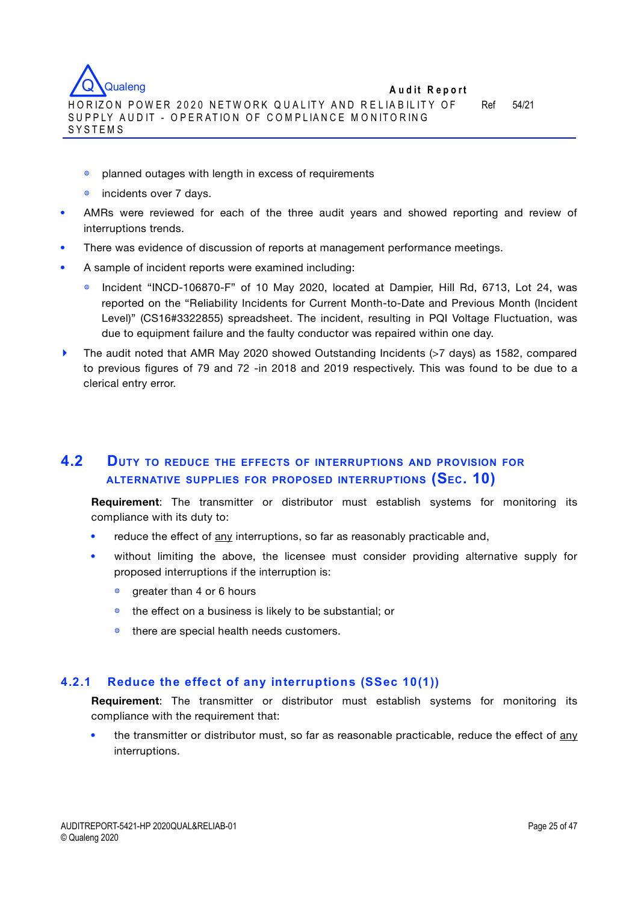- planned outages with length in excess of requirements
  - incidents over 7 days.
- AMRs were reviewed for each of the three audit years and showed reporting and review of interruptions trends.
- There was evidence of discussion of reports at management performance meetings.
- A sample of incident reports were examined including:
  - Incident "INCD-106870-F" of 10 May 2020, located at Dampier, Hill Rd, 6713, Lot 24, was reported on the "Reliability Incidents for Current Month-to-Date and Previous Month (Incident Level)" (CS16#3322855) spreadsheet. The incident, resulting in PQI Voltage Fluctuation, was due to equipment failure and the faulty conductor was repaired within one day.
- The audit noted that AMR May 2020 showed Outstanding Incidents (>7 days) as 1582, compared to previous figures of 79 and 72 -in 2018 and 2019 respectively. This was found to be due to a clerical entry error.

## 4.2 Duty to reduce the effects of interruptions and provision for alternative supplies for proposed interruptions (Sec. 10)

**Requirement**: The transmitter or distributor must establish systems for monitoring its compliance with its duty to:

- reduce the effect of any interruptions, so far as reasonably practicable and,
- without limiting the above, the licensee must consider providing alternative supply for proposed interruptions if the interruption is:
  - greater than 4 or 6 hours
  - the effect on a business is likely to be substantial; or
  - there are special health needs customers.

### 4.2.1 Reduce the effect of any interruptions (SSec 10(1))

**Requirement**: The transmitter or distributor must establish systems for monitoring its compliance with the requirement that:

- the transmitter or distributor must, so far as reasonable practicable, reduce the effect of any interruptions.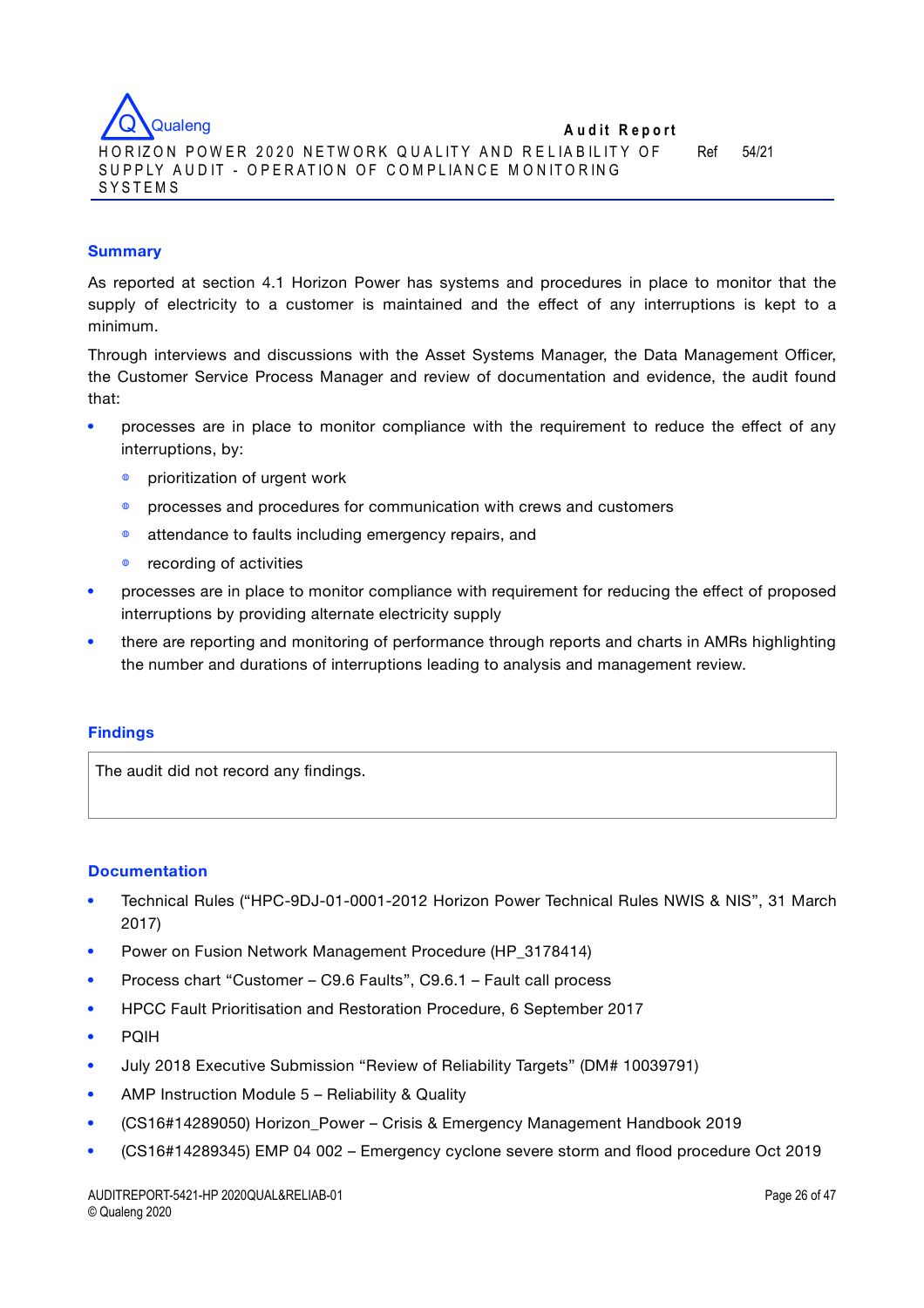## Summary

As reported at section 4.1 Horizon Power has systems and procedures in place to monitor that the supply of electricity to a customer is maintained and the effect of any interruptions is kept to a minimum.

Through interviews and discussions with the Asset Systems Manager, the Data Management Officer, the Customer Service Process Manager and review of documentation and evidence, the audit found that:

- processes are in place to monitor compliance with the requirement to reduce the effect of any interruptions, by:
  - prioritization of urgent work
  - processes and procedures for communication with crews and customers
  - attendance to faults including emergency repairs, and
  - recording of activities
- processes are in place to monitor compliance with requirement for reducing the effect of proposed interruptions by providing alternate electricity supply
- there are reporting and monitoring of performance through reports and charts in AMRs highlighting the number and durations of interruptions leading to analysis and management review.

## Findings

| The audit did not record any findings. |
|---|

## Documentation

- Technical Rules ("HPC-9DJ-01-0001-2012 Horizon Power Technical Rules NWIS & NIS", 31 March 2017)
- Power on Fusion Network Management Procedure (HP_3178414)
- Process chart "Customer – C9.6 Faults", C9.6.1 – Fault call process
- HPCC Fault Prioritisation and Restoration Procedure, 6 September 2017
- PQIH
- July 2018 Executive Submission "Review of Reliability Targets" (DM# 10039791)
- AMP Instruction Module 5 – Reliability & Quality
- (CS16#14289050) Horizon_Power – Crisis & Emergency Management Handbook 2019
- (CS16#14289345) EMP 04 002 – Emergency cyclone severe storm and flood procedure Oct 2019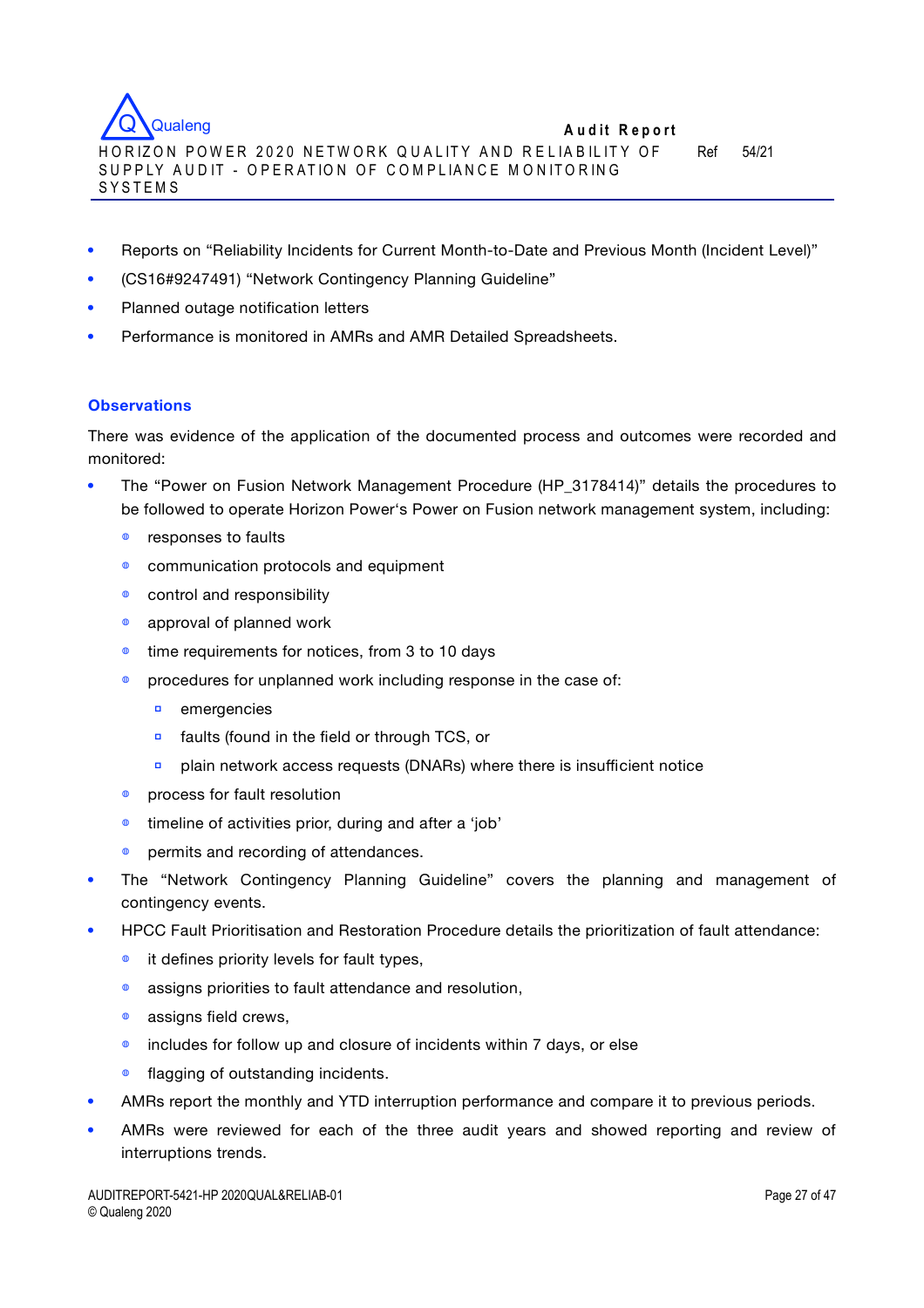- Reports on "Reliability Incidents for Current Month-to-Date and Previous Month (Incident Level)"
- (CS16#9247491) "Network Contingency Planning Guideline"
- Planned outage notification letters
- Performance is monitored in AMRs and AMR Detailed Spreadsheets.

### Observations

There was evidence of the application of the documented process and outcomes were recorded and monitored:

- The "Power on Fusion Network Management Procedure (HP_3178414)" details the procedures to be followed to operate Horizon Power's Power on Fusion network management system, including:
  - responses to faults
  - communication protocols and equipment
  - control and responsibility
  - approval of planned work
  - time requirements for notices, from 3 to 10 days
  - procedures for unplanned work including response in the case of:
    - emergencies
    - faults (found in the field or through TCS, or
    - plain network access requests (DNARs) where there is insufficient notice
  - process for fault resolution
  - timeline of activities prior, during and after a 'job'
  - permits and recording of attendances.
- The "Network Contingency Planning Guideline" covers the planning and management of contingency events.
- HPCC Fault Prioritisation and Restoration Procedure details the prioritization of fault attendance:
  - it defines priority levels for fault types,
  - assigns priorities to fault attendance and resolution,
  - assigns field crews,
  - includes for follow up and closure of incidents within 7 days, or else
  - flagging of outstanding incidents.
- AMRs report the monthly and YTD interruption performance and compare it to previous periods.
- AMRs were reviewed for each of the three audit years and showed reporting and review of interruptions trends.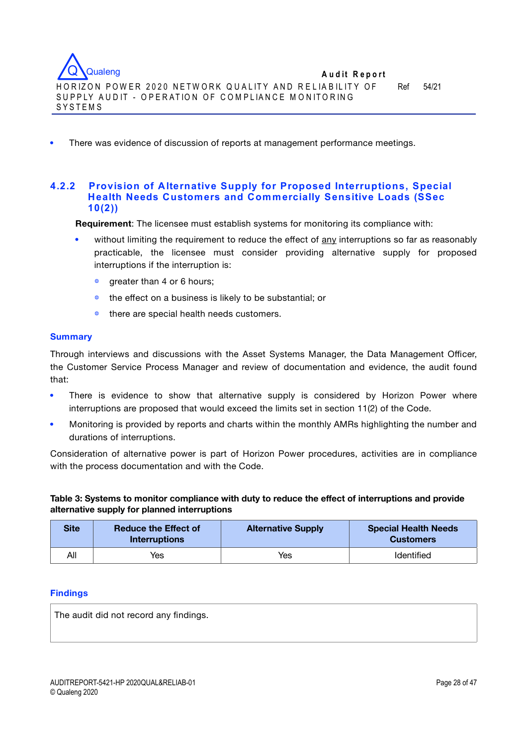- There was evidence of discussion of reports at management performance meetings.

### 4.2.2 Provision of Alternative Supply for Proposed Interruptions, Special Health Needs Customers and Commercially Sensitive Loads (SSec 10(2))

**Requirement**: The licensee must establish systems for monitoring its compliance with:

- without limiting the requirement to reduce the effect of <u>any</u> interruptions so far as reasonably practicable, the licensee must consider providing alternative supply for proposed interruptions if the interruption is:
  - greater than 4 or 6 hours;
  - the effect on a business is likely to be substantial; or
  - there are special health needs customers.

#### Summary

Through interviews and discussions with the Asset Systems Manager, the Data Management Officer, the Customer Service Process Manager and review of documentation and evidence, the audit found that:

- There is evidence to show that alternative supply is considered by Horizon Power where interruptions are proposed that would exceed the limits set in section 11(2) of the Code.
- Monitoring is provided by reports and charts within the monthly AMRs highlighting the number and durations of interruptions.

Consideration of alternative power is part of Horizon Power procedures, activities are in compliance with the process documentation and with the Code.

**Table 3: Systems to monitor compliance with duty to reduce the effect of interruptions and provide alternative supply for planned interruptions**

| Site | Reduce the Effect of Interruptions | Alternative Supply | Special Health Needs Customers |
|---|---|---|---|
| All | Yes | Yes | Identified |

#### Findings

The audit did not record any findings.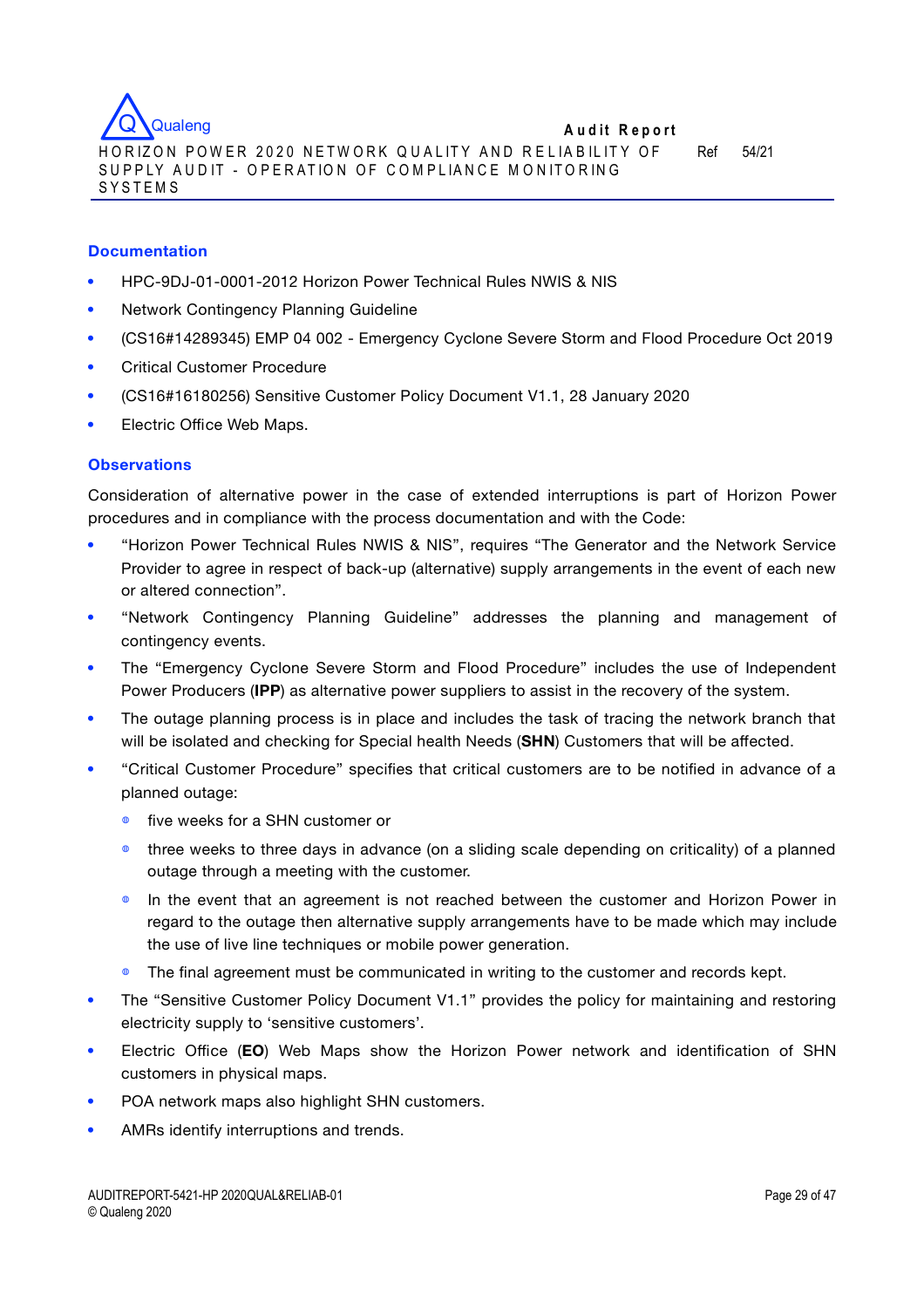### Documentation

- HPC-9DJ-01-0001-2012 Horizon Power Technical Rules NWIS & NIS
- Network Contingency Planning Guideline
- (CS16#14289345) EMP 04 002 - Emergency Cyclone Severe Storm and Flood Procedure Oct 2019
- Critical Customer Procedure
- (CS16#16180256) Sensitive Customer Policy Document V1.1, 28 January 2020
- Electric Office Web Maps.

### Observations

Consideration of alternative power in the case of extended interruptions is part of Horizon Power procedures and in compliance with the process documentation and with the Code:

- "Horizon Power Technical Rules NWIS & NIS", requires "The Generator and the Network Service Provider to agree in respect of back-up (alternative) supply arrangements in the event of each new or altered connection".
- "Network Contingency Planning Guideline" addresses the planning and management of contingency events.
- The "Emergency Cyclone Severe Storm and Flood Procedure" includes the use of Independent Power Producers (**IPP**) as alternative power suppliers to assist in the recovery of the system.
- The outage planning process is in place and includes the task of tracing the network branch that will be isolated and checking for Special health Needs (**SHN**) Customers that will be affected.
- "Critical Customer Procedure" specifies that critical customers are to be notified in advance of a planned outage:
  - five weeks for a SHN customer or
  - three weeks to three days in advance (on a sliding scale depending on criticality) of a planned outage through a meeting with the customer.
  - In the event that an agreement is not reached between the customer and Horizon Power in regard to the outage then alternative supply arrangements have to be made which may include the use of live line techniques or mobile power generation.
  - The final agreement must be communicated in writing to the customer and records kept.
- The "Sensitive Customer Policy Document V1.1" provides the policy for maintaining and restoring electricity supply to 'sensitive customers'.
- Electric Office (**EO**) Web Maps show the Horizon Power network and identification of SHN customers in physical maps.
- POA network maps also highlight SHN customers.
- AMRs identify interruptions and trends.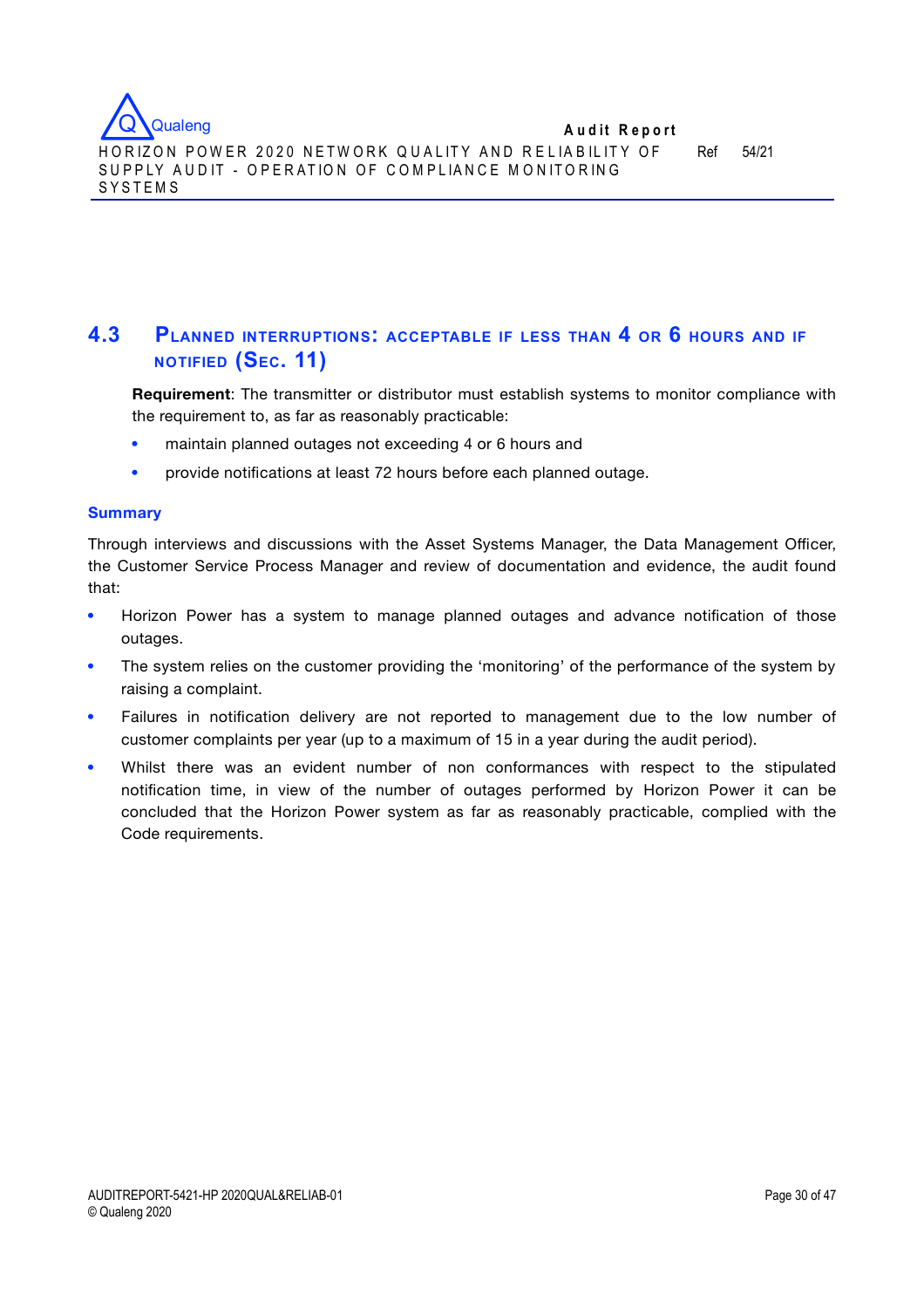## 4.3 Planned interruptions: acceptable if less than 4 or 6 hours and if notified (Sec. 11)

**Requirement**: The transmitter or distributor must establish systems to monitor compliance with the requirement to, as far as reasonably practicable:

- maintain planned outages not exceeding 4 or 6 hours and
- provide notifications at least 72 hours before each planned outage.

### Summary

Through interviews and discussions with the Asset Systems Manager, the Data Management Officer, the Customer Service Process Manager and review of documentation and evidence, the audit found that:

- Horizon Power has a system to manage planned outages and advance notification of those outages.
- The system relies on the customer providing the 'monitoring' of the performance of the system by raising a complaint.
- Failures in notification delivery are not reported to management due to the low number of customer complaints per year (up to a maximum of 15 in a year during the audit period).
- Whilst there was an evident number of non conformances with respect to the stipulated notification time, in view of the number of outages performed by Horizon Power it can be concluded that the Horizon Power system as far as reasonably practicable, complied with the Code requirements.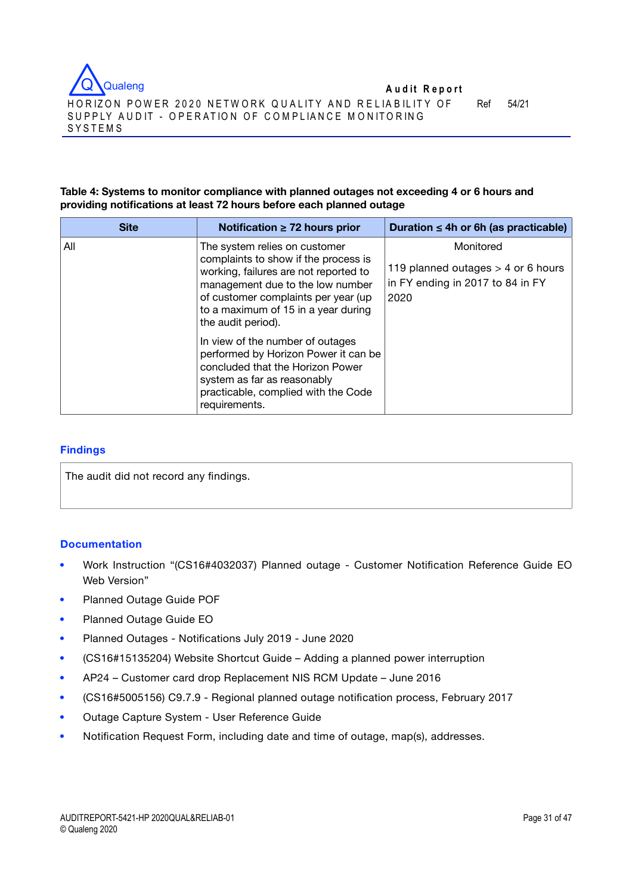**Table 4: Systems to monitor compliance with planned outages not exceeding 4 or 6 hours and providing notifications at least 72 hours before each planned outage**

| Site | Notification ≥ 72 hours prior | Duration ≤ 4h or 6h (as practicable) |
|---|---|---|
| All | The system relies on customer complaints to show if the process is working, failures are not reported to management due to the low number of customer complaints per year (up to a maximum of 15 in a year during the audit period).<br><br>In view of the number of outages performed by Horizon Power it can be concluded that the Horizon Power system as far as reasonably practicable, complied with the Code requirements. | Monitored<br><br>119 planned outages > 4 or 6 hours in FY ending in 2017 to 84 in FY 2020 |

### Findings

The audit did not record any findings.

### Documentation

- Work Instruction "(CS16#4032037) Planned outage - Customer Notification Reference Guide EO Web Version"
- Planned Outage Guide POF
- Planned Outage Guide EO
- Planned Outages - Notifications July 2019 - June 2020
- (CS16#15135204) Website Shortcut Guide – Adding a planned power interruption
- AP24 – Customer card drop Replacement NIS RCM Update – June 2016
- (CS16#5005156) C9.7.9 - Regional planned outage notification process, February 2017
- Outage Capture System - User Reference Guide
- Notification Request Form, including date and time of outage, map(s), addresses.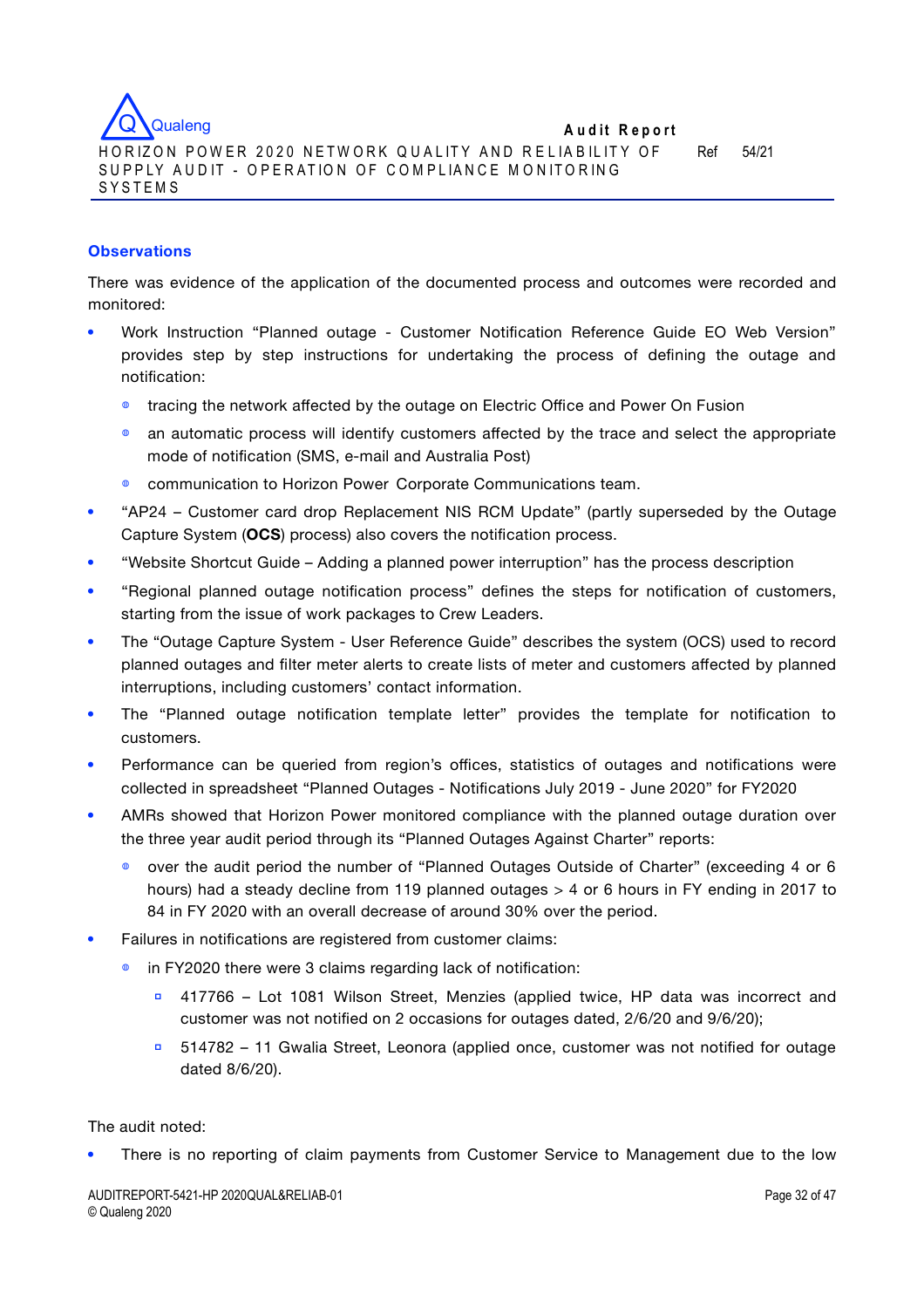## Observations

There was evidence of the application of the documented process and outcomes were recorded and monitored:

- Work Instruction “Planned outage - Customer Notification Reference Guide EO Web Version” provides step by step instructions for undertaking the process of defining the outage and notification:
  - tracing the network affected by the outage on Electric Office and Power On Fusion
  - an automatic process will identify customers affected by the trace and select the appropriate mode of notification (SMS, e-mail and Australia Post)
  - communication to Horizon Power Corporate Communications team.
- “AP24 – Customer card drop Replacement NIS RCM Update” (partly superseded by the Outage Capture System (**OCS**) process) also covers the notification process.
- “Website Shortcut Guide – Adding a planned power interruption” has the process description
- “Regional planned outage notification process” defines the steps for notification of customers, starting from the issue of work packages to Crew Leaders.
- The “Outage Capture System - User Reference Guide” describes the system (OCS) used to record planned outages and filter meter alerts to create lists of meter and customers affected by planned interruptions, including customers’ contact information.
- The “Planned outage notification template letter” provides the template for notification to customers.
- Performance can be queried from region’s offices, statistics of outages and notifications were collected in spreadsheet “Planned Outages - Notifications July 2019 - June 2020” for FY2020
- AMRs showed that Horizon Power monitored compliance with the planned outage duration over the three year audit period through its “Planned Outages Against Charter” reports:
  - over the audit period the number of “Planned Outages Outside of Charter” (exceeding 4 or 6 hours) had a steady decline from 119 planned outages > 4 or 6 hours in FY ending in 2017 to 84 in FY 2020 with an overall decrease of around 30% over the period.
- Failures in notifications are registered from customer claims:
  - in FY2020 there were 3 claims regarding lack of notification:
    - 417766 – Lot 1081 Wilson Street, Menzies (applied twice, HP data was incorrect and customer was not notified on 2 occasions for outages dated, 2/6/20 and 9/6/20);
    - 514782 – 11 Gwalia Street, Leonora (applied once, customer was not notified for outage dated 8/6/20).

The audit noted:

- There is no reporting of claim payments from Customer Service to Management due to the low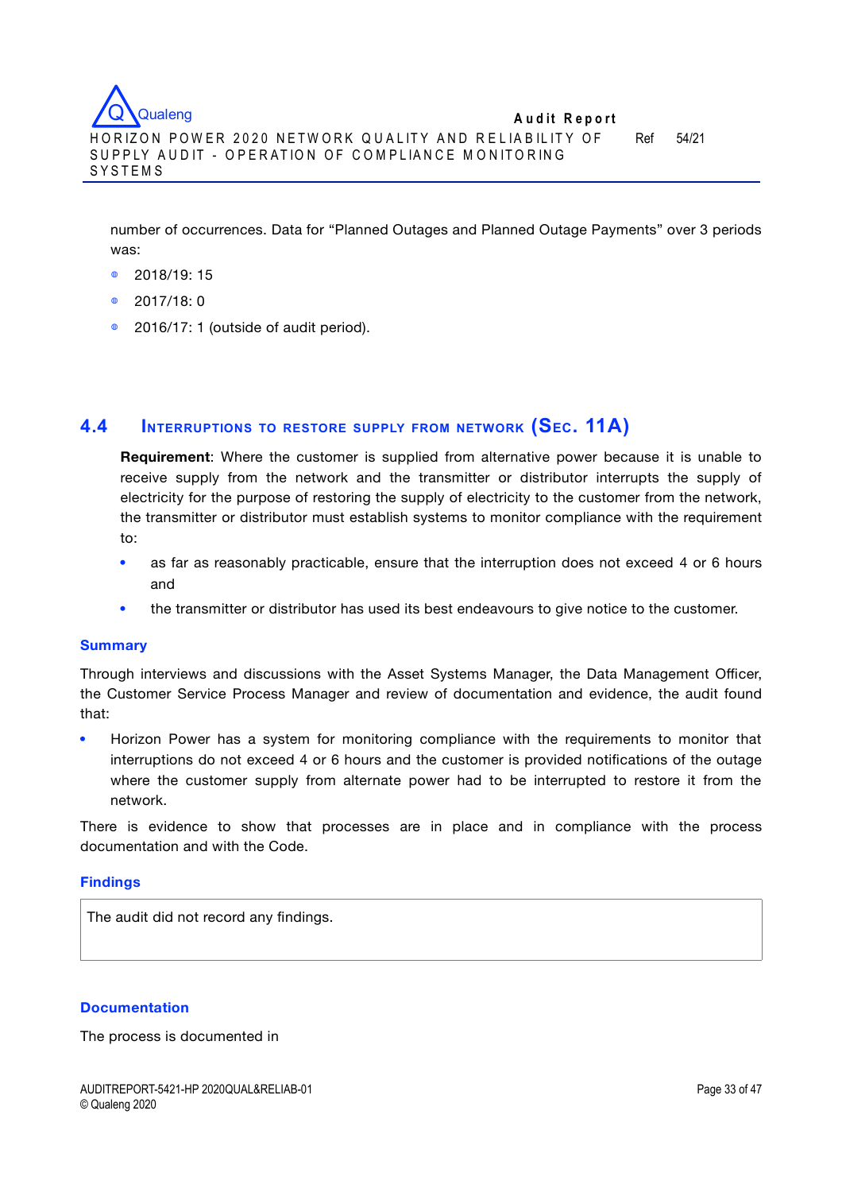number of occurrences. Data for “Planned Outages and Planned Outage Payments” over 3 periods was:

- 2018/19: 15
- 2017/18: 0
- 2016/17: 1 (outside of audit period).

## 4.4 Interruptions to restore supply from network (Sec. 11A)

**Requirement**: Where the customer is supplied from alternative power because it is unable to receive supply from the network and the transmitter or distributor interrupts the supply of electricity for the purpose of restoring the supply of electricity to the customer from the network, the transmitter or distributor must establish systems to monitor compliance with the requirement to:

- as far as reasonably practicable, ensure that the interruption does not exceed 4 or 6 hours and
- the transmitter or distributor has used its best endeavours to give notice to the customer.

### Summary

Through interviews and discussions with the Asset Systems Manager, the Data Management Officer, the Customer Service Process Manager and review of documentation and evidence, the audit found that:

- Horizon Power has a system for monitoring compliance with the requirements to monitor that interruptions do not exceed 4 or 6 hours and the customer is provided notifications of the outage where the customer supply from alternate power had to be interrupted to restore it from the network.

There is evidence to show that processes are in place and in compliance with the process documentation and with the Code.

### Findings

| The audit did not record any findings. |
| --- |

### Documentation

The process is documented in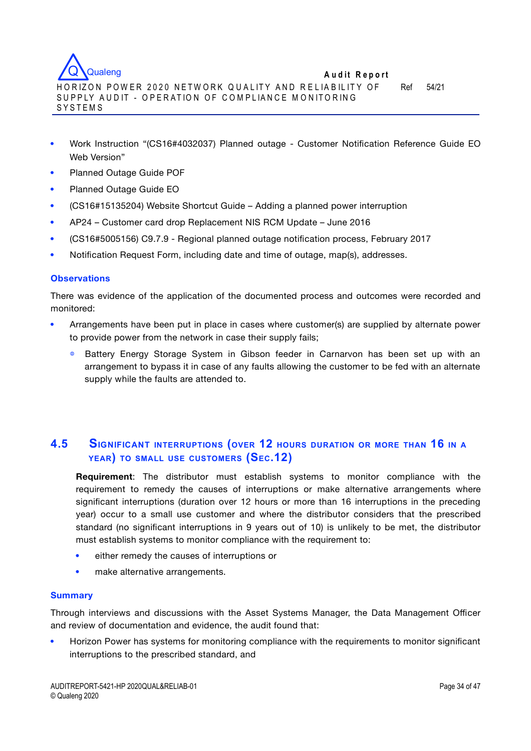- Work Instruction "(CS16#4032037) Planned outage - Customer Notification Reference Guide EO Web Version"
- Planned Outage Guide POF
- Planned Outage Guide EO
- (CS16#15135204) Website Shortcut Guide – Adding a planned power interruption
- AP24 – Customer card drop Replacement NIS RCM Update – June 2016
- (CS16#5005156) C9.7.9 - Regional planned outage notification process, February 2017
- Notification Request Form, including date and time of outage, map(s), addresses.

### Observations

There was evidence of the application of the documented process and outcomes were recorded and monitored:

- Arrangements have been put in place in cases where customer(s) are supplied by alternate power to provide power from the network in case their supply fails;
  - Battery Energy Storage System in Gibson feeder in Carnarvon has been set up with an arrangement to bypass it in case of any faults allowing the customer to be fed with an alternate supply while the faults are attended to.

## 4.5 Significant interruptions (over 12 hours duration or more than 16 in a year) to small use customers (Sec.12)

**Requirement**: The distributor must establish systems to monitor compliance with the requirement to remedy the causes of interruptions or make alternative arrangements where significant interruptions (duration over 12 hours or more than 16 interruptions in the preceding year) occur to a small use customer and where the distributor considers that the prescribed standard (no significant interruptions in 9 years out of 10) is unlikely to be met, the distributor must establish systems to monitor compliance with the requirement to:

- either remedy the causes of interruptions or
- make alternative arrangements.

### Summary

Through interviews and discussions with the Asset Systems Manager, the Data Management Officer and review of documentation and evidence, the audit found that:

- Horizon Power has systems for monitoring compliance with the requirements to monitor significant interruptions to the prescribed standard, and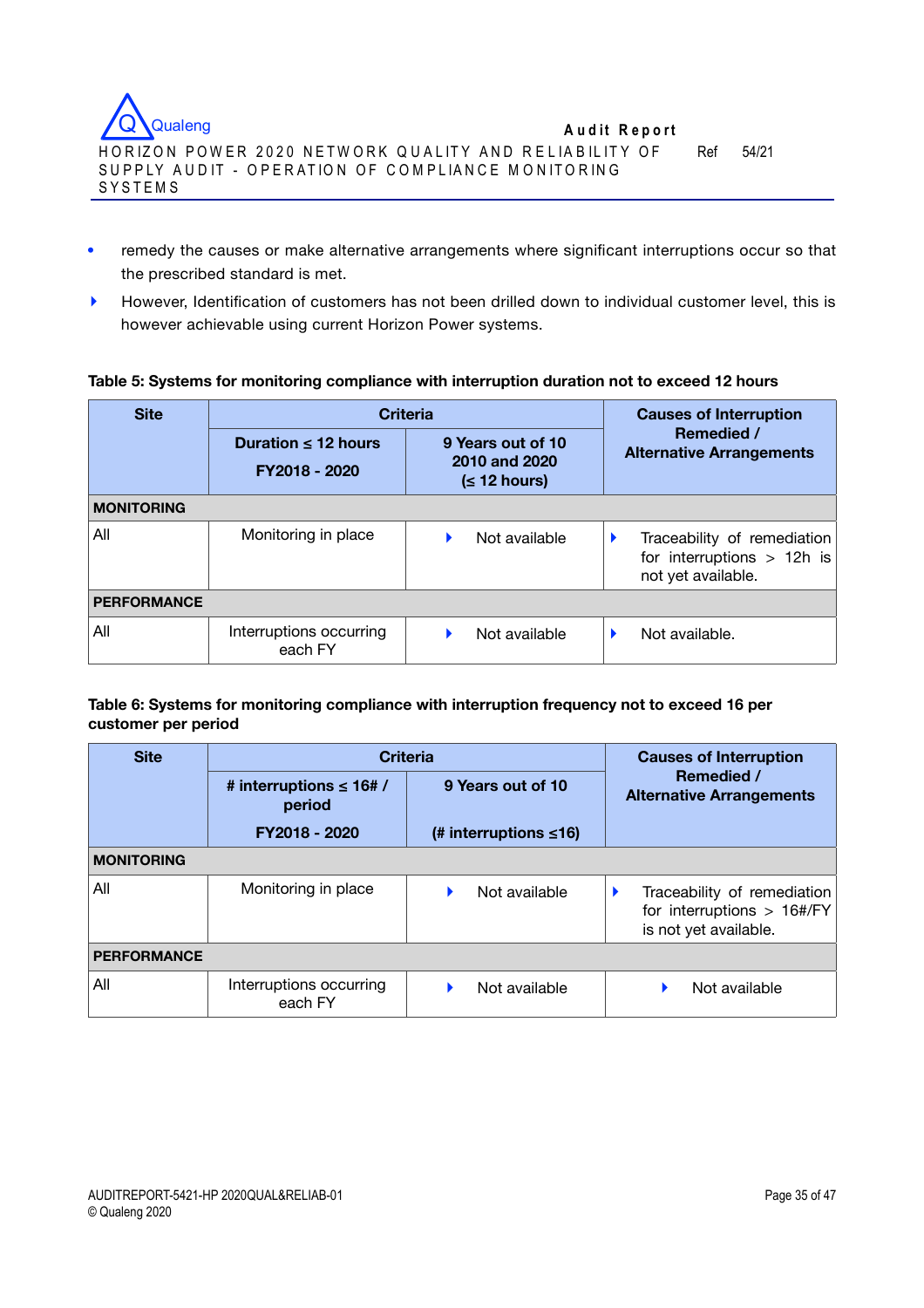- remedy the causes or make alternative arrangements where significant interruptions occur so that the prescribed standard is met.
- However, Identification of customers has not been drilled down to individual customer level, this is however achievable using current Horizon Power systems.

**Table 5: Systems for monitoring compliance with interruption duration not to exceed 12 hours**

| Site | Criteria | | Causes of Interruption Remedied / Alternative Arrangements |
|---|---|---|---|
| | Duration ≤ 12 hours FY2018 - 2020 | 9 Years out of 10 2010 and 2020 (≤ 12 hours) | |
| **MONITORING** | | | |
| All | Monitoring in place | - Not available | - Traceability of remediation for interruptions > 12h is not yet available. |
| **PERFORMANCE** | | | |
| All | Interruptions occurring each FY | - Not available | - Not available. |

**Table 6: Systems for monitoring compliance with interruption frequency not to exceed 16 per customer per period**

| Site | Criteria | | Causes of Interruption Remedied / Alternative Arrangements |
|---|---|---|---|
| | # interruptions ≤ 16# / period FY2018 - 2020 | 9 Years out of 10 (# interruptions ≤16) | |
| **MONITORING** | | | |
| All | Monitoring in place | - Not available | - Traceability of remediation for interruptions > 16#/FY is not yet available. |
| **PERFORMANCE** | | | |
| All | Interruptions occurring each FY | - Not available | - Not available |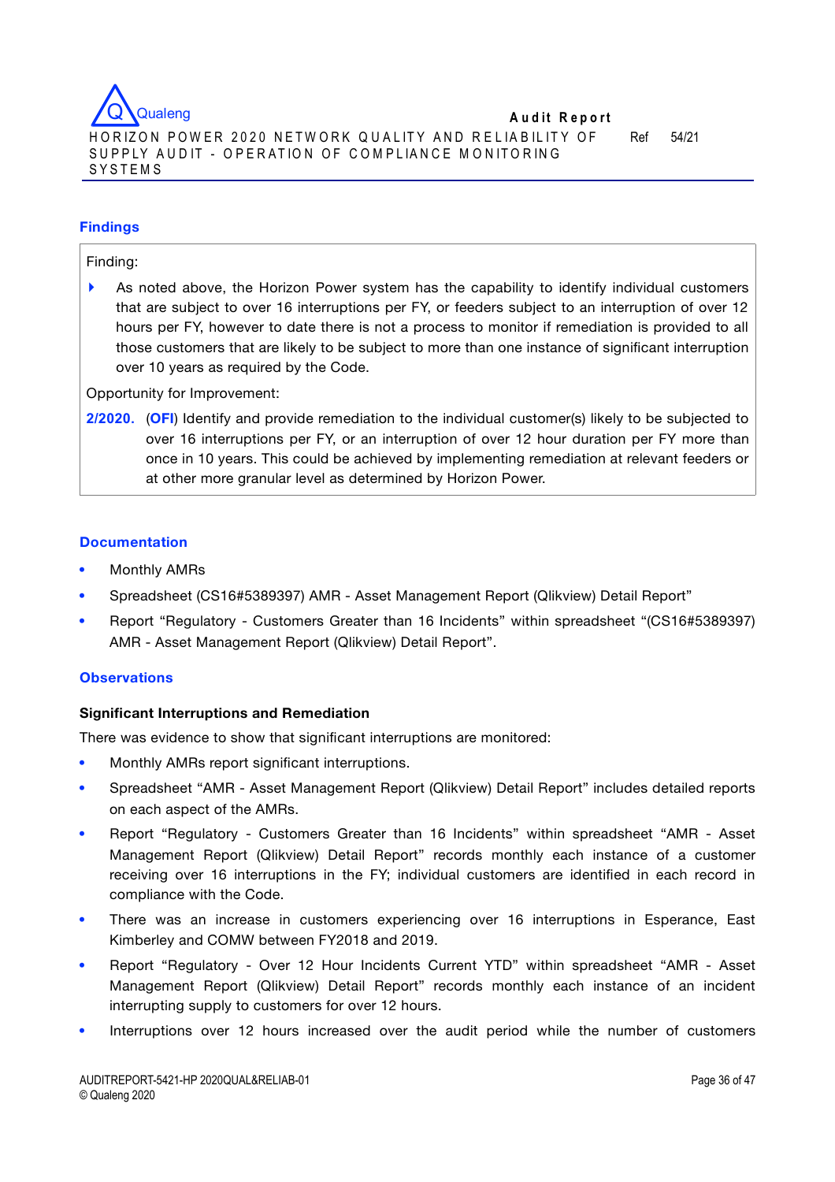## Findings

Finding:

- As noted above, the Horizon Power system has the capability to identify individual customers that are subject to over 16 interruptions per FY, or feeders subject to an interruption of over 12 hours per FY, however to date there is not a process to monitor if remediation is provided to all those customers that are likely to be subject to more than one instance of significant interruption over 10 years as required by the Code.

Opportunity for Improvement:

**2/2020.** (**OFI**) Identify and provide remediation to the individual customer(s) likely to be subjected to over 16 interruptions per FY, or an interruption of over 12 hour duration per FY more than once in 10 years. This could be achieved by implementing remediation at relevant feeders or at other more granular level as determined by Horizon Power.

## Documentation

- Monthly AMRs
- Spreadsheet (CS16#5389397) AMR - Asset Management Report (Qlikview) Detail Report"
- Report "Regulatory - Customers Greater than 16 Incidents" within spreadsheet "(CS16#5389397) AMR - Asset Management Report (Qlikview) Detail Report".

## Observations

### Significant Interruptions and Remediation

There was evidence to show that significant interruptions are monitored:

- Monthly AMRs report significant interruptions.
- Spreadsheet "AMR - Asset Management Report (Qlikview) Detail Report" includes detailed reports on each aspect of the AMRs.
- Report "Regulatory - Customers Greater than 16 Incidents" within spreadsheet "AMR - Asset Management Report (Qlikview) Detail Report" records monthly each instance of a customer receiving over 16 interruptions in the FY; individual customers are identified in each record in compliance with the Code.
- There was an increase in customers experiencing over 16 interruptions in Esperance, East Kimberley and COMW between FY2018 and 2019.
- Report "Regulatory - Over 12 Hour Incidents Current YTD" within spreadsheet "AMR - Asset Management Report (Qlikview) Detail Report" records monthly each instance of an incident interrupting supply to customers for over 12 hours.
- Interruptions over 12 hours increased over the audit period while the number of customers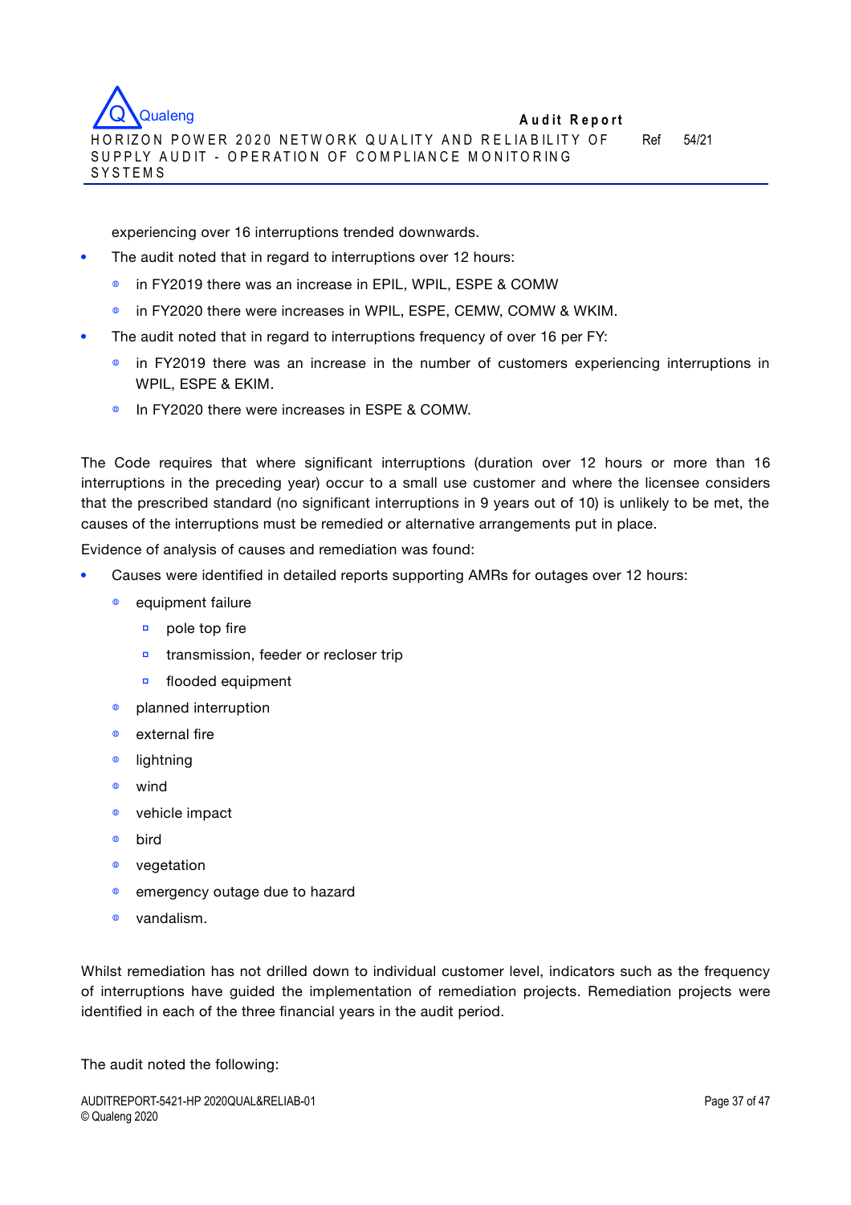experiencing over 16 interruptions trended downwards.

- The audit noted that in regard to interruptions over 12 hours:
  - in FY2019 there was an increase in EPIL, WPIL, ESPE & COMW
  - in FY2020 there were increases in WPIL, ESPE, CEMW, COMW & WKIM.
- The audit noted that in regard to interruptions frequency of over 16 per FY:
  - in FY2019 there was an increase in the number of customers experiencing interruptions in WPIL, ESPE & EKIM.
  - In FY2020 there were increases in ESPE & COMW.

The Code requires that where significant interruptions (duration over 12 hours or more than 16 interruptions in the preceding year) occur to a small use customer and where the licensee considers that the prescribed standard (no significant interruptions in 9 years out of 10) is unlikely to be met, the causes of the interruptions must be remedied or alternative arrangements put in place.

Evidence of analysis of causes and remediation was found:

- Causes were identified in detailed reports supporting AMRs for outages over 12 hours:
  - equipment failure
    - pole top fire
    - transmission, feeder or recloser trip
    - flooded equipment
  - planned interruption
  - external fire
  - lightning
  - wind
  - vehicle impact
  - bird
  - vegetation
  - emergency outage due to hazard
  - vandalism.

Whilst remediation has not drilled down to individual customer level, indicators such as the frequency of interruptions have guided the implementation of remediation projects. Remediation projects were identified in each of the three financial years in the audit period.

The audit noted the following: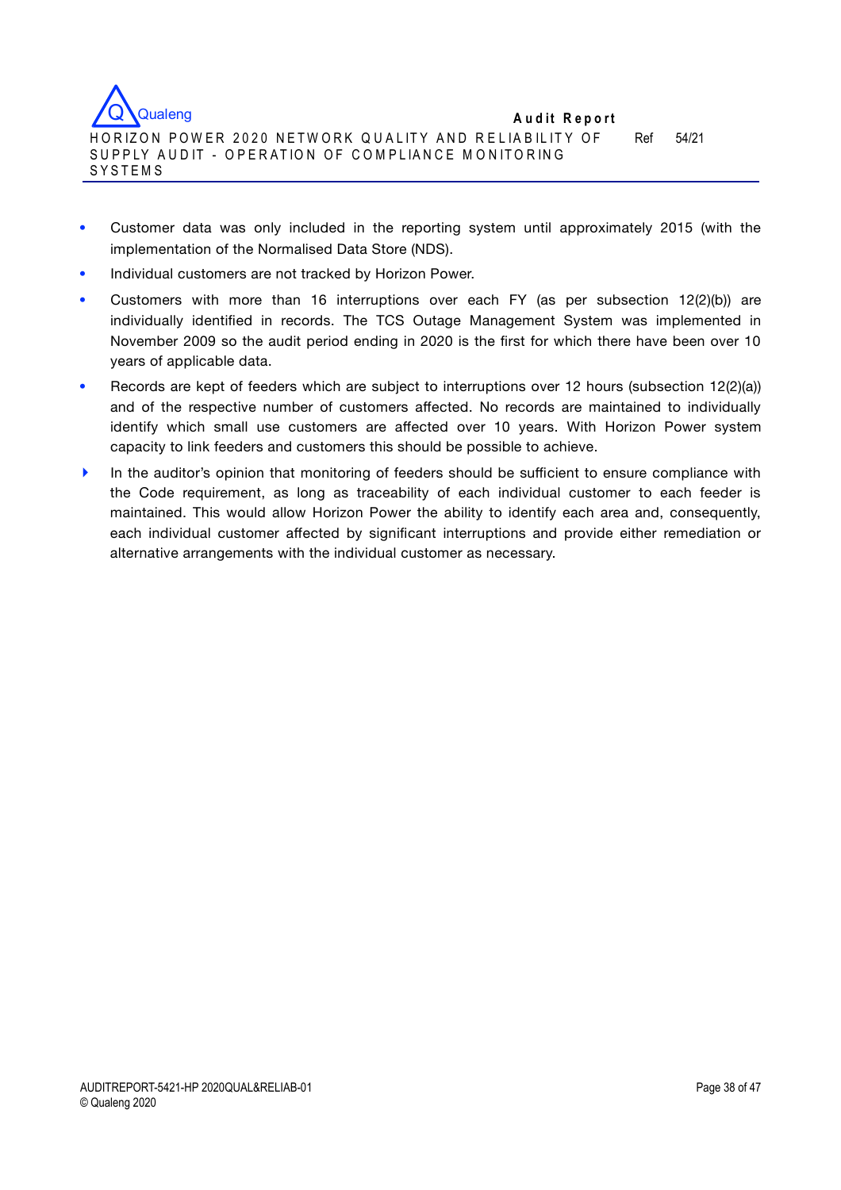- Customer data was only included in the reporting system until approximately 2015 (with the implementation of the Normalised Data Store (NDS).
- Individual customers are not tracked by Horizon Power.
- Customers with more than 16 interruptions over each FY (as per subsection 12(2)(b)) are individually identified in records. The TCS Outage Management System was implemented in November 2009 so the audit period ending in 2020 is the first for which there have been over 10 years of applicable data.
- Records are kept of feeders which are subject to interruptions over 12 hours (subsection 12(2)(a)) and of the respective number of customers affected. No records are maintained to individually identify which small use customers are affected over 10 years. With Horizon Power system capacity to link feeders and customers this should be possible to achieve.
- In the auditor's opinion that monitoring of feeders should be sufficient to ensure compliance with the Code requirement, as long as traceability of each individual customer to each feeder is maintained. This would allow Horizon Power the ability to identify each area and, consequently, each individual customer affected by significant interruptions and provide either remediation or alternative arrangements with the individual customer as necessary.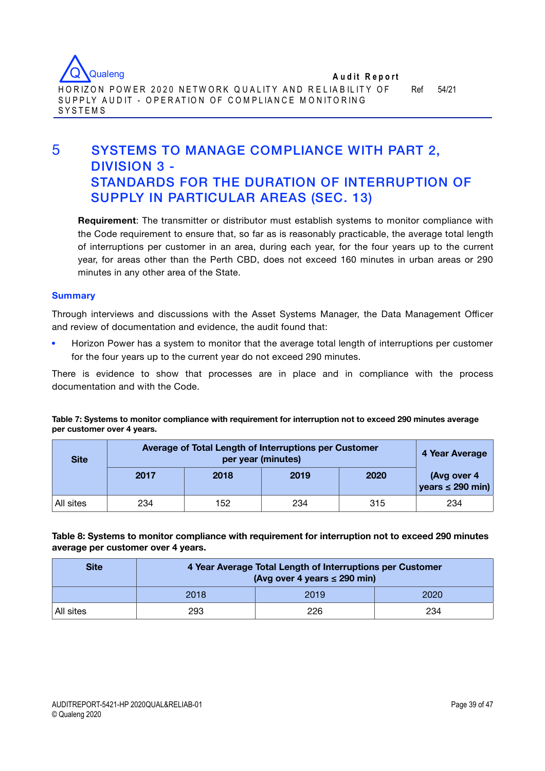# 5 SYSTEMS TO MANAGE COMPLIANCE WITH PART 2, DIVISION 3 - STANDARDS FOR THE DURATION OF INTERRUPTION OF SUPPLY IN PARTICULAR AREAS (SEC. 13)

**Requirement**: The transmitter or distributor must establish systems to monitor compliance with the Code requirement to ensure that, so far as is reasonably practicable, the average total length of interruptions per customer in an area, during each year, for the four years up to the current year, for areas other than the Perth CBD, does not exceed 160 minutes in urban areas or 290 minutes in any other area of the State.

### Summary

Through interviews and discussions with the Asset Systems Manager, the Data Management Officer and review of documentation and evidence, the audit found that:

- Horizon Power has a system to monitor that the average total length of interruptions per customer for the four years up to the current year do not exceed 290 minutes.

There is evidence to show that processes are in place and in compliance with the process documentation and with the Code.

**Table 7: Systems to monitor compliance with requirement for interruption not to exceed 290 minutes average per customer over 4 years.**

| Site | Average of Total Length of Interruptions per Customer per year (minutes) | | | | 4 Year Average |
|---|---|---|---|---|---|
| | 2017 | 2018 | 2019 | 2020 | (Avg over 4 years ≤ 290 min) |
| All sites | 234 | 152 | 234 | 315 | 234 |

**Table 8: Systems to monitor compliance with requirement for interruption not to exceed 290 minutes average per customer over 4 years.**

| Site | 4 Year Average Total Length of Interruptions per Customer (Avg over 4 years ≤ 290 min) | | |
|---|---|---|---|
| | 2018 | 2019 | 2020 |
| All sites | 293 | 226 | 234 |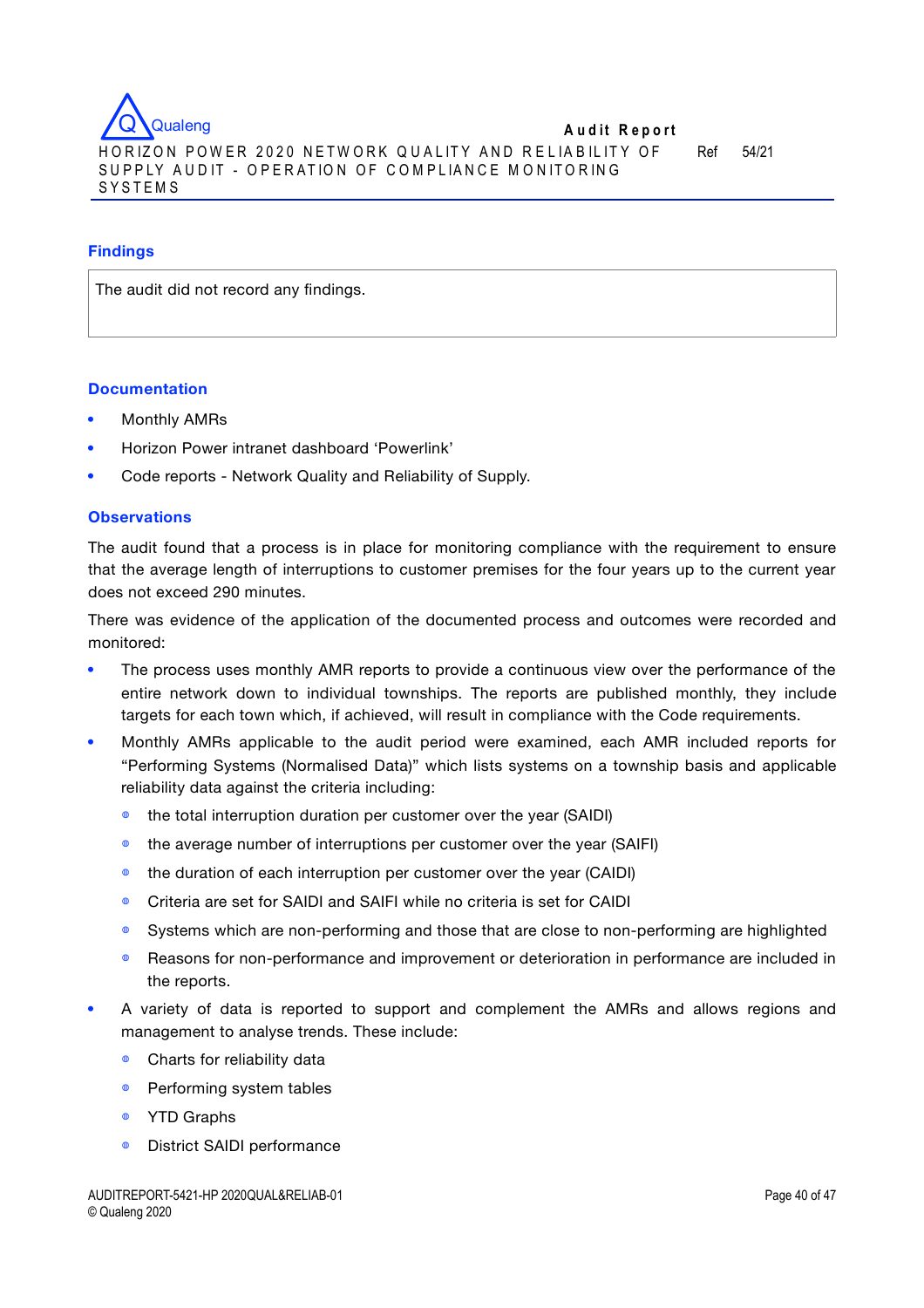### Findings

| The audit did not record any findings. |
| --- |

### Documentation

- Monthly AMRs
- Horizon Power intranet dashboard 'Powerlink'
- Code reports - Network Quality and Reliability of Supply.

### Observations

The audit found that a process is in place for monitoring compliance with the requirement to ensure that the average length of interruptions to customer premises for the four years up to the current year does not exceed 290 minutes.

There was evidence of the application of the documented process and outcomes were recorded and monitored:

- The process uses monthly AMR reports to provide a continuous view over the performance of the entire network down to individual townships. The reports are published monthly, they include targets for each town which, if achieved, will result in compliance with the Code requirements.
- Monthly AMRs applicable to the audit period were examined, each AMR included reports for "Performing Systems (Normalised Data)" which lists systems on a township basis and applicable reliability data against the criteria including:
  - the total interruption duration per customer over the year (SAIDI)
  - the average number of interruptions per customer over the year (SAIFI)
  - the duration of each interruption per customer over the year (CAIDI)
  - Criteria are set for SAIDI and SAIFI while no criteria is set for CAIDI
  - Systems which are non-performing and those that are close to non-performing are highlighted
  - Reasons for non-performance and improvement or deterioration in performance are included in the reports.
- A variety of data is reported to support and complement the AMRs and allows regions and management to analyse trends. These include:
  - Charts for reliability data
  - Performing system tables
  - YTD Graphs
  - District SAIDI performance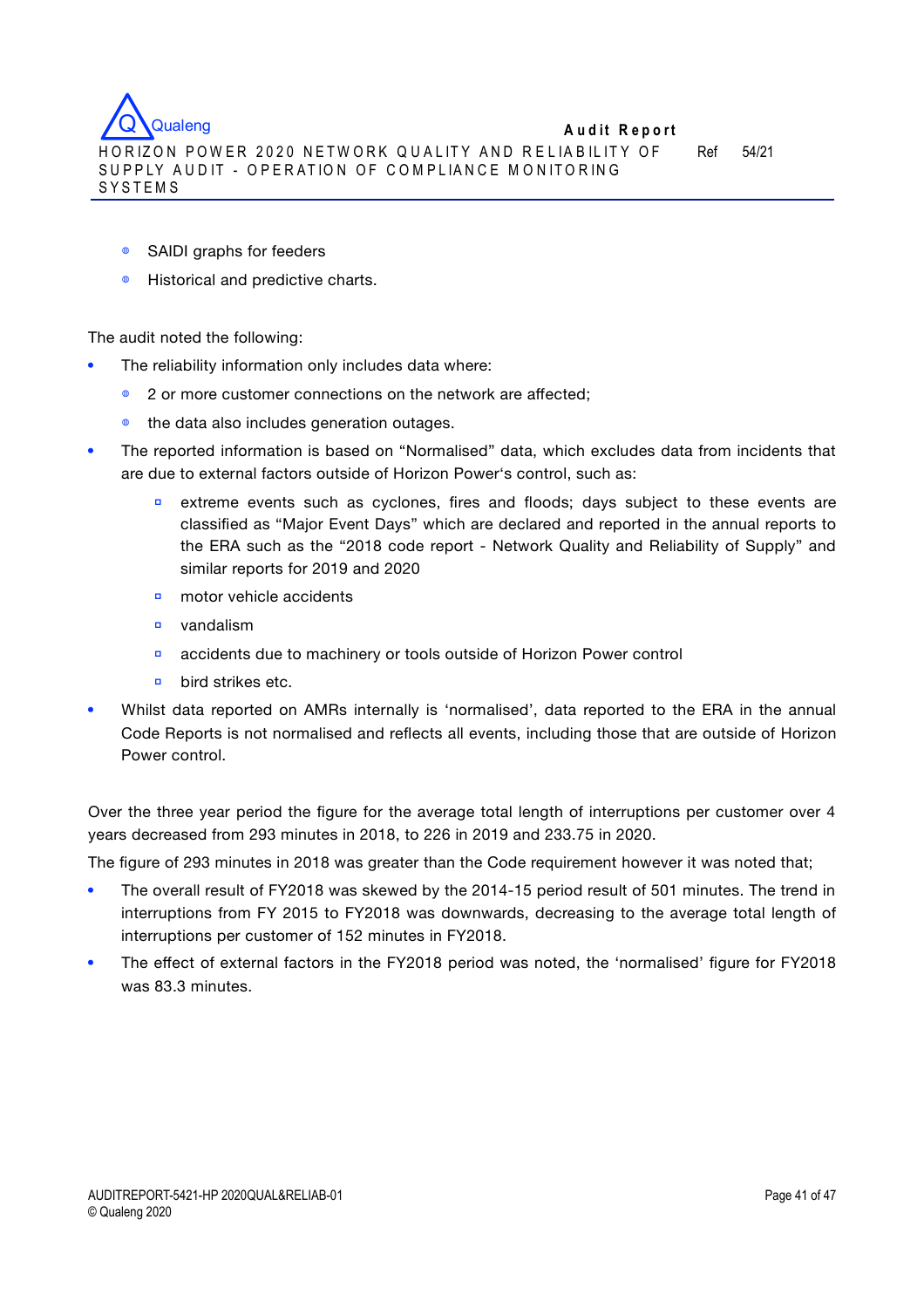- SAIDI graphs for feeders
- Historical and predictive charts.

The audit noted the following:

- The reliability information only includes data where:
  - 2 or more customer connections on the network are affected;
  - the data also includes generation outages.
- The reported information is based on “Normalised” data, which excludes data from incidents that are due to external factors outside of Horizon Power‘s control, such as:
  - extreme events such as cyclones, fires and floods; days subject to these events are classified as “Major Event Days” which are declared and reported in the annual reports to the ERA such as the “2018 code report - Network Quality and Reliability of Supply” and similar reports for 2019 and 2020
  - motor vehicle accidents
  - vandalism
  - accidents due to machinery or tools outside of Horizon Power control
  - bird strikes etc.
- Whilst data reported on AMRs internally is ‘normalised’, data reported to the ERA in the annual Code Reports is not normalised and reflects all events, including those that are outside of Horizon Power control.

Over the three year period the figure for the average total length of interruptions per customer over 4 years decreased from 293 minutes in 2018, to 226 in 2019 and 233.75 in 2020.

The figure of 293 minutes in 2018 was greater than the Code requirement however it was noted that;

- The overall result of FY2018 was skewed by the 2014-15 period result of 501 minutes. The trend in interruptions from FY 2015 to FY2018 was downwards, decreasing to the average total length of interruptions per customer of 152 minutes in FY2018.
- The effect of external factors in the FY2018 period was noted, the ‘normalised’ figure for FY2018 was 83.3 minutes.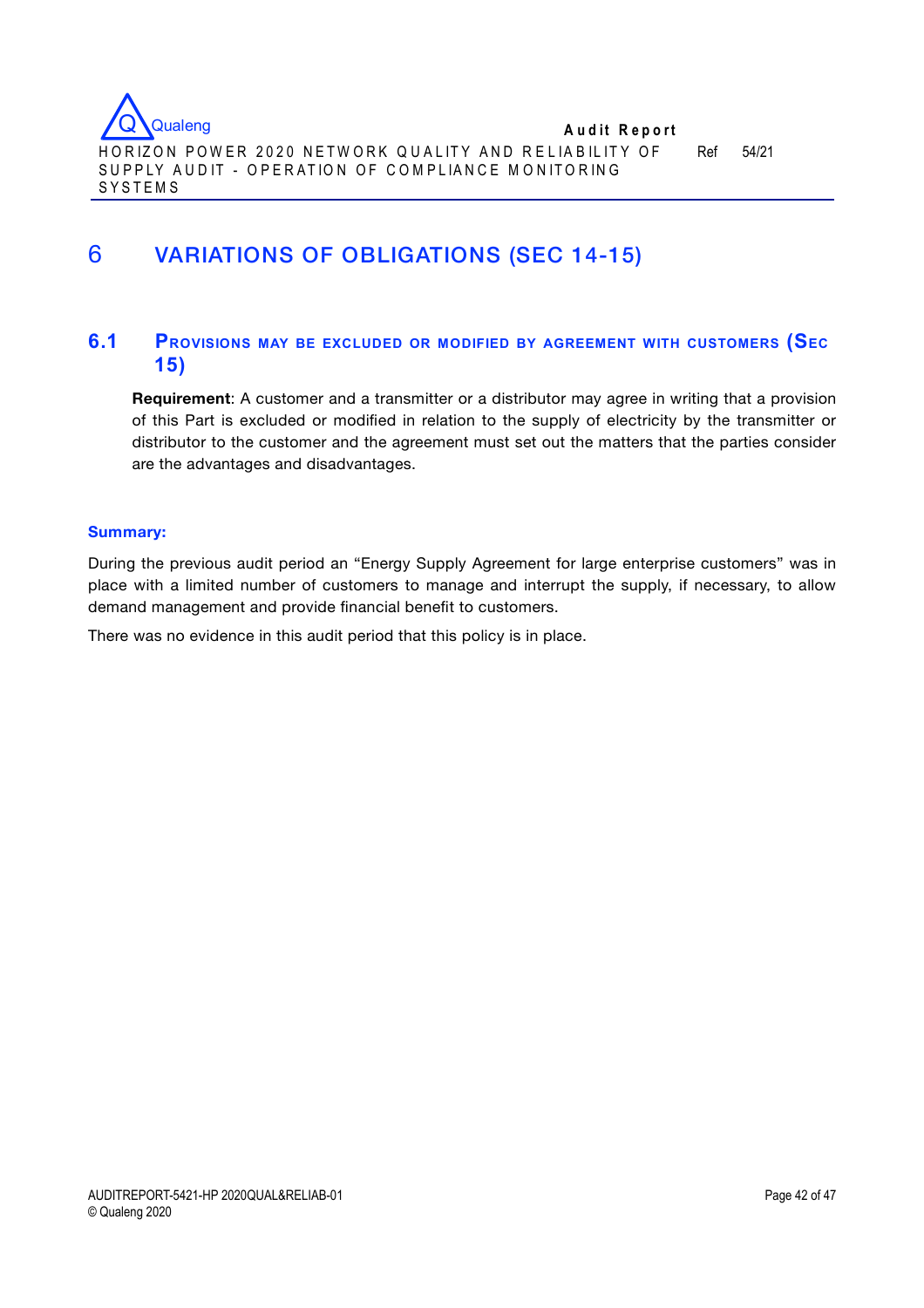# 6 VARIATIONS OF OBLIGATIONS (SEC 14-15)

## 6.1 PROVISIONS MAY BE EXCLUDED OR MODIFIED BY AGREEMENT WITH CUSTOMERS (SEC 15)

**Requirement**: A customer and a transmitter or a distributor may agree in writing that a provision of this Part is excluded or modified in relation to the supply of electricity by the transmitter or distributor to the customer and the agreement must set out the matters that the parties consider are the advantages and disadvantages.

**Summary:**

During the previous audit period an "Energy Supply Agreement for large enterprise customers" was in place with a limited number of customers to manage and interrupt the supply, if necessary, to allow demand management and provide financial benefit to customers.

There was no evidence in this audit period that this policy is in place.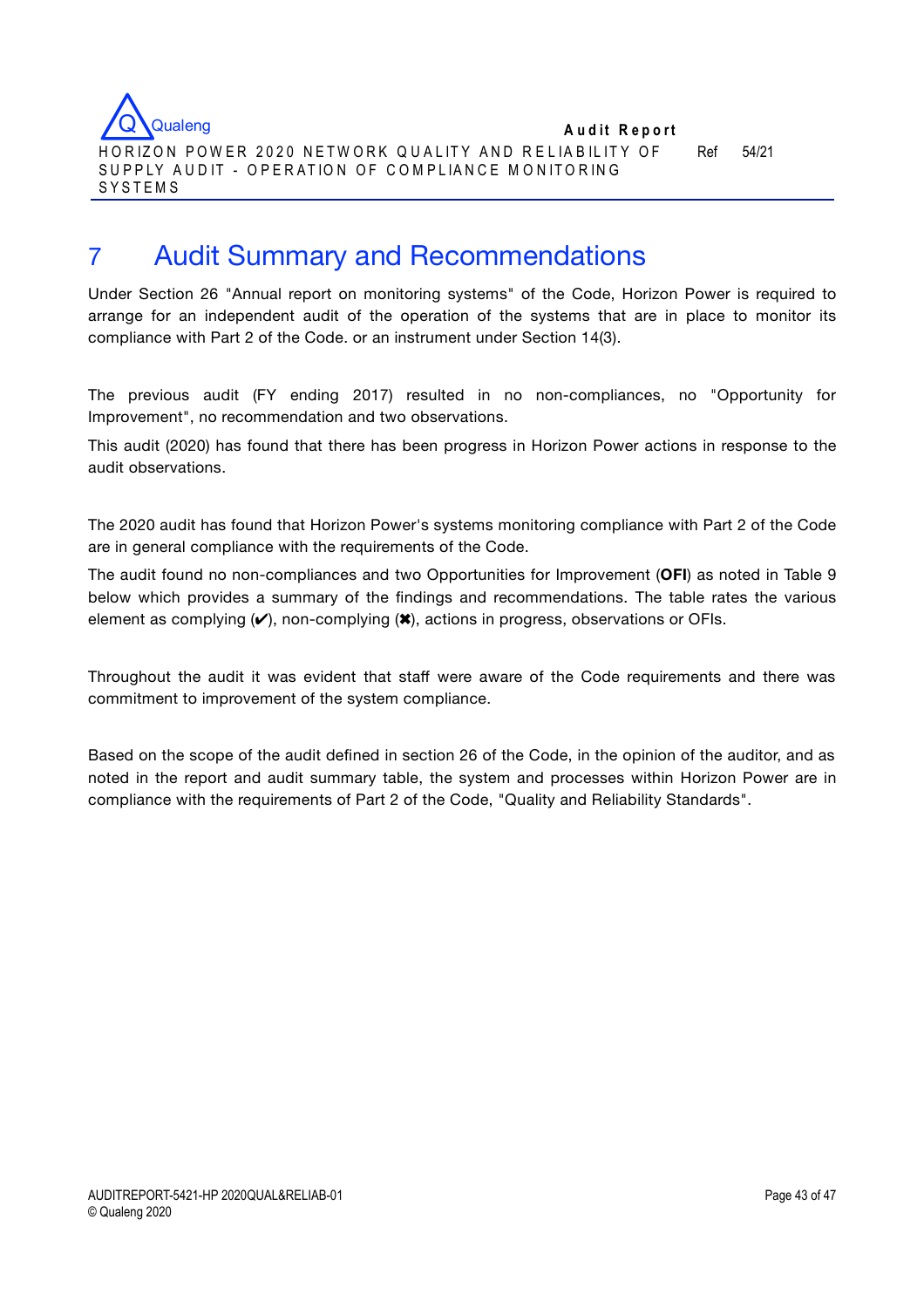# 7 Audit Summary and Recommendations

Under Section 26 "Annual report on monitoring systems" of the Code, Horizon Power is required to arrange for an independent audit of the operation of the systems that are in place to monitor its compliance with Part 2 of the Code. or an instrument under Section 14(3).

The previous audit (FY ending 2017) resulted in no non-compliances, no "Opportunity for Improvement", no recommendation and two observations.

This audit (2020) has found that there has been progress in Horizon Power actions in response to the audit observations.

The 2020 audit has found that Horizon Power's systems monitoring compliance with Part 2 of the Code are in general compliance with the requirements of the Code.

The audit found no non-compliances and two Opportunities for Improvement (**OFI**) as noted in Table 9 below which provides a summary of the findings and recommendations. The table rates the various element as complying (✔), non-complying (✖), actions in progress, observations or OFIs.

Throughout the audit it was evident that staff were aware of the Code requirements and there was commitment to improvement of the system compliance.

Based on the scope of the audit defined in section 26 of the Code, in the opinion of the auditor, and as noted in the report and audit summary table, the system and processes within Horizon Power are in compliance with the requirements of Part 2 of the Code, "Quality and Reliability Standards".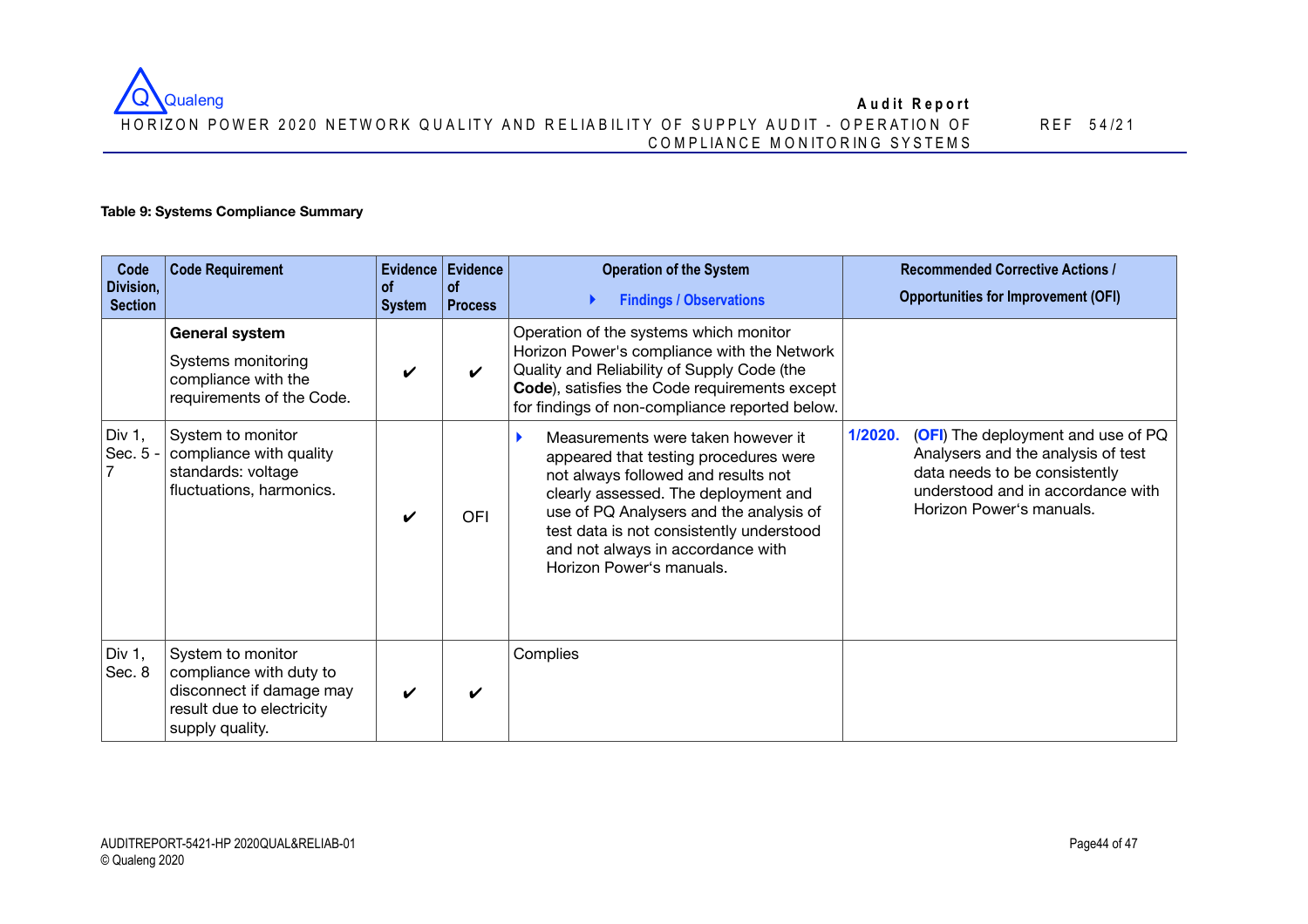**Table 9: Systems Compliance Summary**

| Code Division, Section | Code Requirement | Evidence of System | Evidence of Process | Operation of the System<br>▸ Findings / Observations | Recommended Corrective Actions / Opportunities for Improvement (OFI) |
|---|---|---|---|---|---|
| | **General system**<br>Systems monitoring compliance with the requirements of the Code. | ✔ | ✔ | Operation of the systems which monitor Horizon Power's compliance with the Network Quality and Reliability of Supply Code (the **Code**), satisfies the Code requirements except for findings of non-compliance reported below. | |
| Div 1, Sec. 5 - 7 | System to monitor compliance with quality standards: voltage fluctuations, harmonics. | ✔ | OFI | ▸ Measurements were taken however it appeared that testing procedures were not always followed and results not clearly assessed. The deployment and use of PQ Analysers and the analysis of test data is not consistently understood and not always in accordance with Horizon Power's manuals. | **1/2020.** (**OFI**) The deployment and use of PQ Analysers and the analysis of test data needs to be consistently understood and in accordance with Horizon Power's manuals. |
| Div 1, Sec. 8 | System to monitor compliance with duty to disconnect if damage may result due to electricity supply quality. | ✔ | ✔ | Complies | |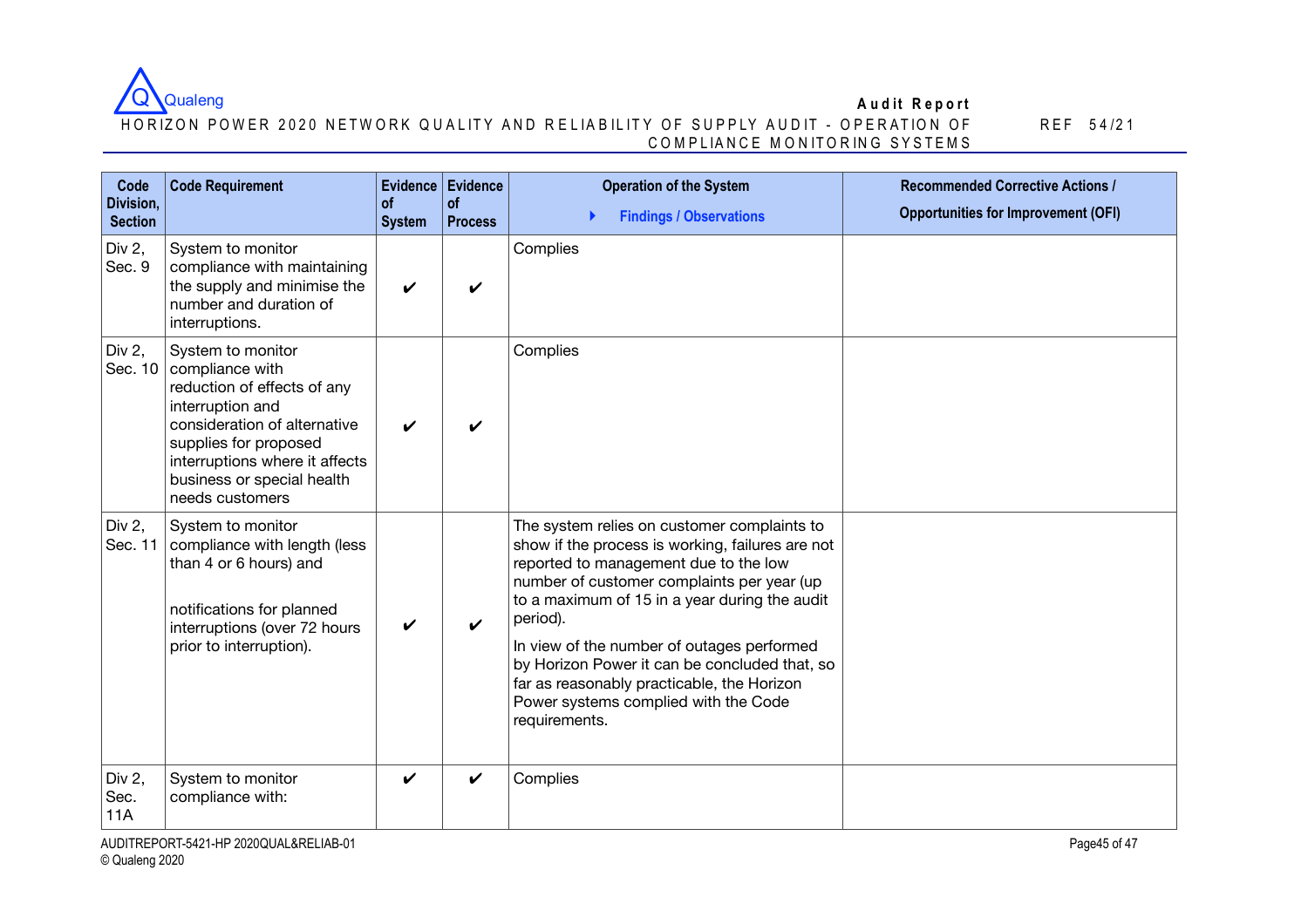| Code Division, Section | Code Requirement | Evidence of System | Evidence of Process | Operation of the System<br>Findings / Observations | Recommended Corrective Actions / Opportunities for Improvement (OFI) |
|---|---|---|---|---|---|
| Div 2, Sec. 9 | System to monitor compliance with maintaining the supply and minimise the number and duration of interruptions. | ✔ | ✔ | Complies | |
| Div 2, Sec. 10 | System to monitor compliance with reduction of effects of any interruption and consideration of alternative supplies for proposed interruptions where it affects business or special health needs customers | ✔ | ✔ | Complies | |
| Div 2, Sec. 11 | System to monitor compliance with length (less than 4 or 6 hours) and<br><br>notifications for planned interruptions (over 72 hours prior to interruption). | ✔ | ✔ | The system relies on customer complaints to show if the process is working, failures are not reported to management due to the low number of customer complaints per year (up to a maximum of 15 in a year during the audit period).<br><br>In view of the number of outages performed by Horizon Power it can be concluded that, so far as reasonably practicable, the Horizon Power systems complied with the Code requirements. | |
| Div 2, Sec. 11A | System to monitor compliance with: | ✔ | ✔ | Complies | |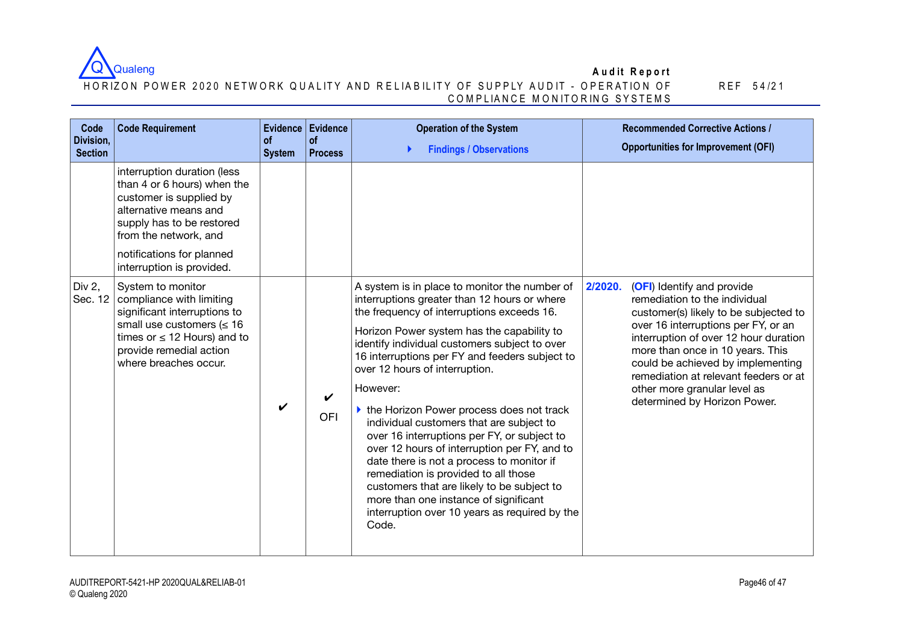| Code Division, Section | Code Requirement | Evidence of System | Evidence of Process | Operation of the System<br>▸ **Findings / Observations** | Recommended Corrective Actions / Opportunities for Improvement (OFI) |
|---|---|---|---|---|---|
| | interruption duration (less than 4 or 6 hours) when the customer is supplied by alternative means and supply has to be restored from the network, and<br><br>notifications for planned interruption is provided. | | | | |
| Div 2, Sec. 12 | System to monitor compliance with limiting significant interruptions to small use customers (≤ 16 times or ≤ 12 Hours) and to provide remedial action where breaches occur. | ✔ | ✔<br>OFI | A system is in place to monitor the number of interruptions greater than 12 hours or where the frequency of interruptions exceeds 16.<br><br>Horizon Power system has the capability to identify individual customers subject to over 16 interruptions per FY and feeders subject to over 12 hours of interruption.<br><br>However:<br><br>▸ the Horizon Power process does not track individual customers that are subject to over 16 interruptions per FY, or subject to over 12 hours of interruption per FY, and to date there is not a process to monitor if remediation is provided to all those customers that are likely to be subject to more than one instance of significant interruption over 10 years as required by the Code. | **2/2020.** (**OFI**) Identify and provide remediation to the individual customer(s) likely to be subjected to over 16 interruptions per FY, or an interruption of over 12 hour duration more than once in 10 years. This could be achieved by implementing remediation at relevant feeders or at other more granular level as determined by Horizon Power. |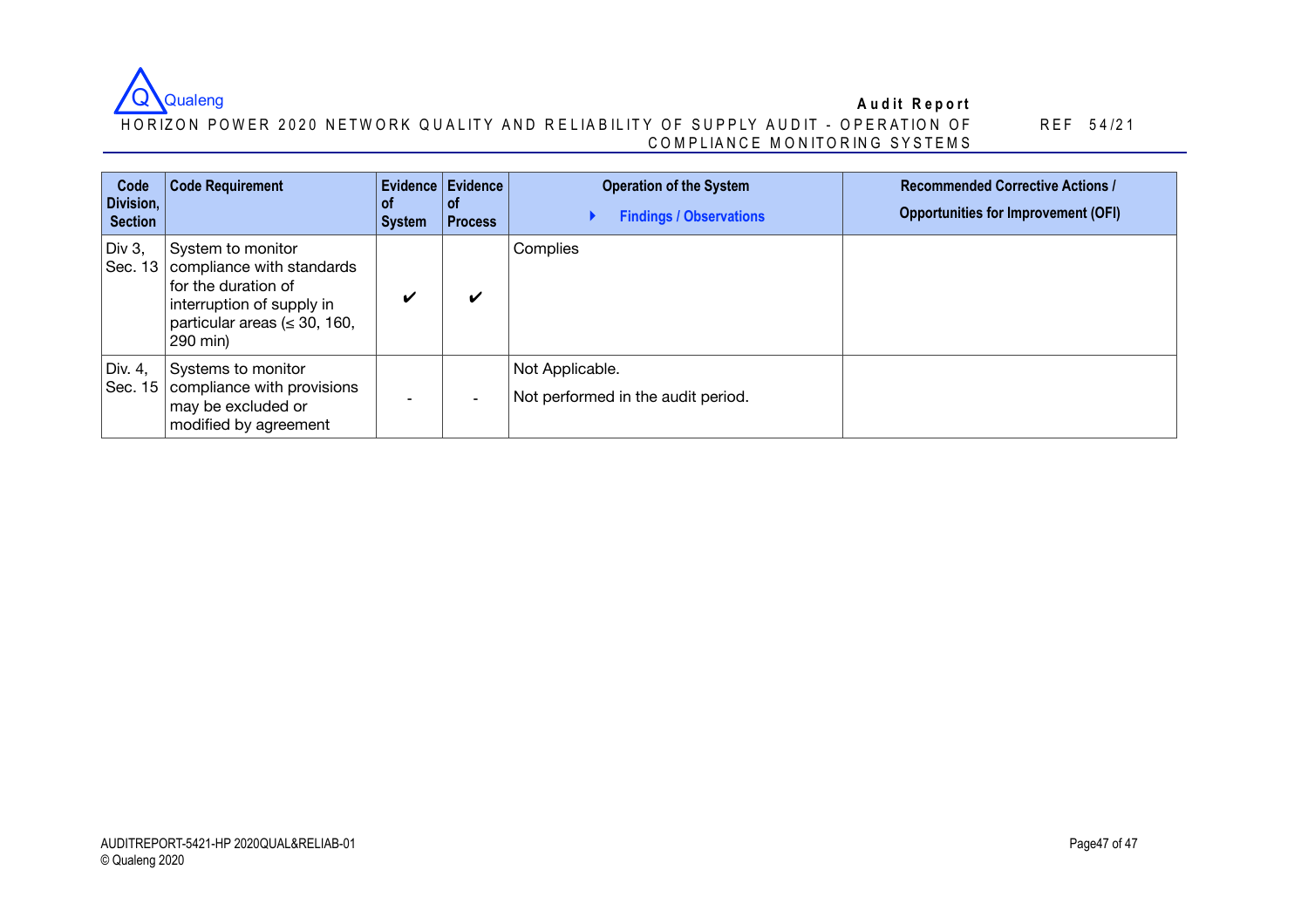| Code Division, Section | Code Requirement | Evidence of System | Evidence of Process | Operation of the System<br>Findings / Observations | Recommended Corrective Actions /<br>Opportunities for Improvement (OFI) |
|---|---|---|---|---|---|
| Div 3, Sec. 13 | System to monitor compliance with standards for the duration of interruption of supply in particular areas (≤ 30, 160, 290 min) | ✔ | ✔ | Complies | |
| Div. 4, Sec. 15 | Systems to monitor compliance with provisions may be excluded or modified by agreement | - | - | Not Applicable.<br>Not performed in the audit period. | |